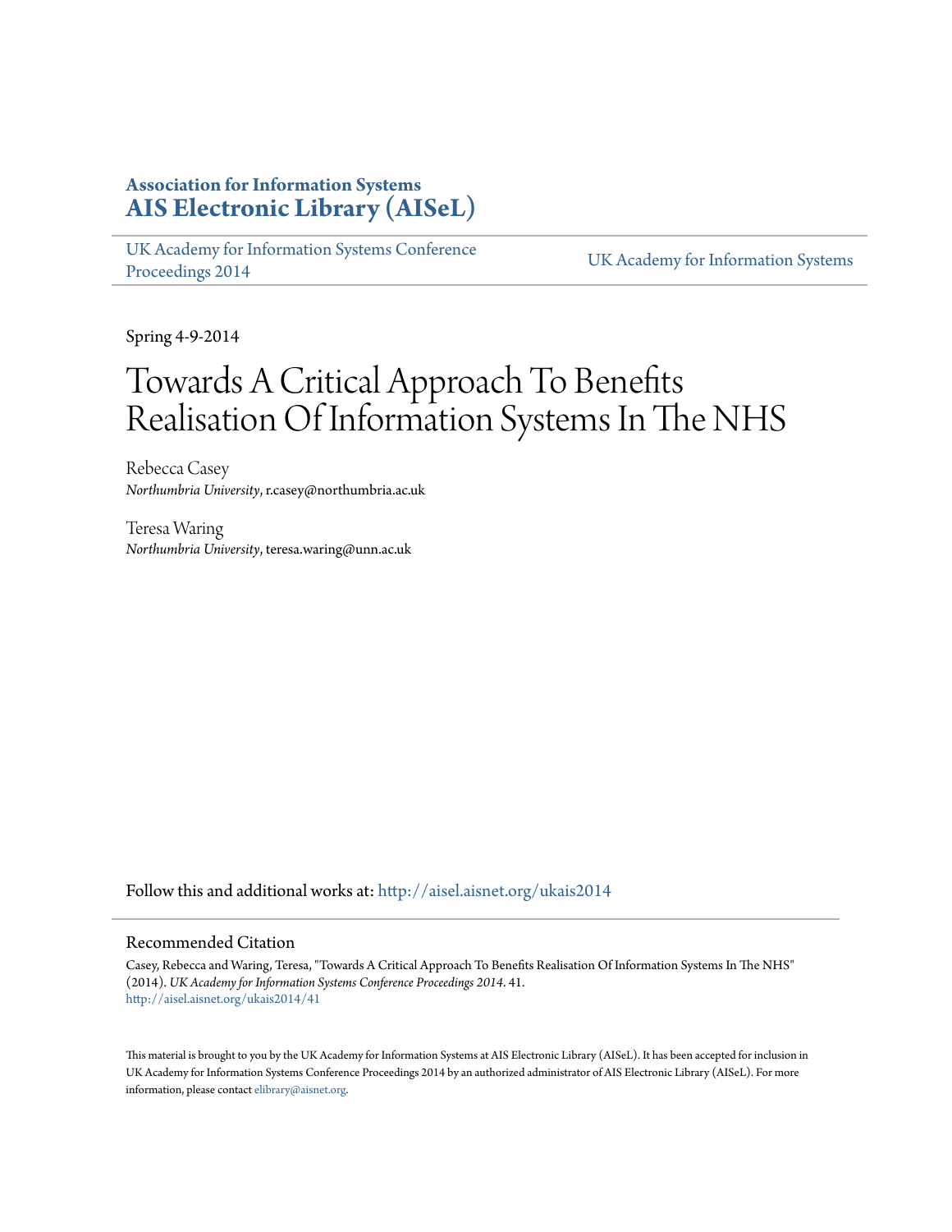**Association for Information Systems**
**AIS Electronic Library (AISeL)**

UK Academy for Information Systems Conference Proceedings 2014

UK Academy for Information Systems

Spring 4-9-2014

# Towards A Critical Approach To Benefits Realisation Of Information Systems In The NHS

Rebecca Casey
*Northumbria University*, r.casey@northumbria.ac.uk

Teresa Waring
*Northumbria University*, teresa.waring@unn.ac.uk

Follow this and additional works at: http://aisel.aisnet.org/ukais2014

## Recommended Citation

Casey, Rebecca and Waring, Teresa, "Towards A Critical Approach To Benefits Realisation Of Information Systems In The NHS" (2014). *UK Academy for Information Systems Conference Proceedings 2014*. 41.
http://aisel.aisnet.org/ukais2014/41

This material is brought to you by the UK Academy for Information Systems at AIS Electronic Library (AISeL). It has been accepted for inclusion in UK Academy for Information Systems Conference Proceedings 2014 by an authorized administrator of AIS Electronic Library (AISeL). For more information, please contact elibrary@aisnet.org.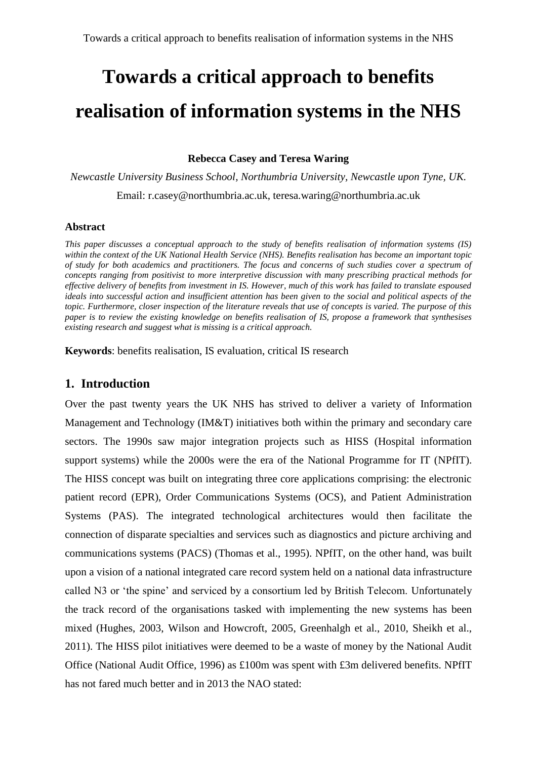# Towards a critical approach to benefits realisation of information systems in the NHS

**Rebecca Casey and Teresa Waring**

*Newcastle University Business School, Northumbria University, Newcastle upon Tyne, UK.*

Email: r.casey@northumbria.ac.uk, teresa.waring@northumbria.ac.uk

### Abstract

*This paper discusses a conceptual approach to the study of benefits realisation of information systems (IS) within the context of the UK National Health Service (NHS). Benefits realisation has become an important topic of study for both academics and practitioners. The focus and concerns of such studies cover a spectrum of concepts ranging from positivist to more interpretive discussion with many prescribing practical methods for effective delivery of benefits from investment in IS. However, much of this work has failed to translate espoused ideals into successful action and insufficient attention has been given to the social and political aspects of the topic. Furthermore, closer inspection of the literature reveals that use of concepts is varied. The purpose of this paper is to review the existing knowledge on benefits realisation of IS, propose a framework that synthesises existing research and suggest what is missing is a critical approach.*

**Keywords**: benefits realisation, IS evaluation, critical IS research

## 1. Introduction

Over the past twenty years the UK NHS has strived to deliver a variety of Information Management and Technology (IM&T) initiatives both within the primary and secondary care sectors. The 1990s saw major integration projects such as HISS (Hospital information support systems) while the 2000s were the era of the National Programme for IT (NPfIT). The HISS concept was built on integrating three core applications comprising: the electronic patient record (EPR), Order Communications Systems (OCS), and Patient Administration Systems (PAS). The integrated technological architectures would then facilitate the connection of disparate specialties and services such as diagnostics and picture archiving and communications systems (PACS) (Thomas et al., 1995). NPfIT, on the other hand, was built upon a vision of a national integrated care record system held on a national data infrastructure called N3 or 'the spine' and serviced by a consortium led by British Telecom. Unfortunately the track record of the organisations tasked with implementing the new systems has been mixed (Hughes, 2003, Wilson and Howcroft, 2005, Greenhalgh et al., 2010, Sheikh et al., 2011). The HISS pilot initiatives were deemed to be a waste of money by the National Audit Office (National Audit Office, 1996) as £100m was spent with £3m delivered benefits. NPfIT has not fared much better and in 2013 the NAO stated: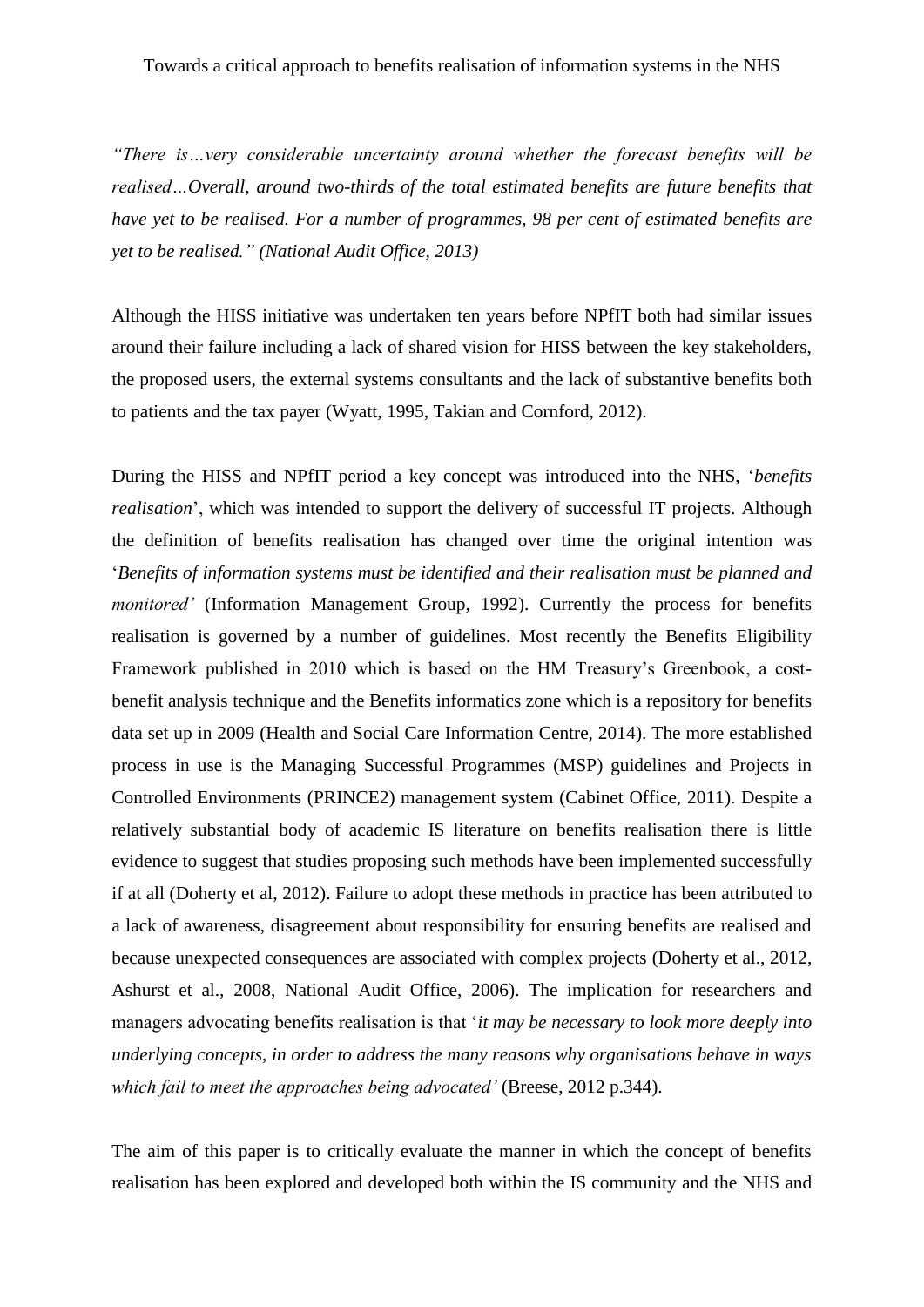*"There is…very considerable uncertainty around whether the forecast benefits will be realised…Overall, around two-thirds of the total estimated benefits are future benefits that have yet to be realised. For a number of programmes, 98 per cent of estimated benefits are yet to be realised." (National Audit Office, 2013)*

Although the HISS initiative was undertaken ten years before NPfIT both had similar issues around their failure including a lack of shared vision for HISS between the key stakeholders, the proposed users, the external systems consultants and the lack of substantive benefits both to patients and the tax payer (Wyatt, 1995, Takian and Cornford, 2012).

During the HISS and NPfIT period a key concept was introduced into the NHS, '*benefits realisation*', which was intended to support the delivery of successful IT projects. Although the definition of benefits realisation has changed over time the original intention was '*Benefits of information systems must be identified and their realisation must be planned and monitored'* (Information Management Group, 1992). Currently the process for benefits realisation is governed by a number of guidelines. Most recently the Benefits Eligibility Framework published in 2010 which is based on the HM Treasury's Greenbook, a cost-benefit analysis technique and the Benefits informatics zone which is a repository for benefits data set up in 2009 (Health and Social Care Information Centre, 2014). The more established process in use is the Managing Successful Programmes (MSP) guidelines and Projects in Controlled Environments (PRINCE2) management system (Cabinet Office, 2011). Despite a relatively substantial body of academic IS literature on benefits realisation there is little evidence to suggest that studies proposing such methods have been implemented successfully if at all (Doherty et al, 2012). Failure to adopt these methods in practice has been attributed to a lack of awareness, disagreement about responsibility for ensuring benefits are realised and because unexpected consequences are associated with complex projects (Doherty et al., 2012, Ashurst et al., 2008, National Audit Office, 2006). The implication for researchers and managers advocating benefits realisation is that '*it may be necessary to look more deeply into underlying concepts, in order to address the many reasons why organisations behave in ways which fail to meet the approaches being advocated'* (Breese, 2012 p.344).

The aim of this paper is to critically evaluate the manner in which the concept of benefits realisation has been explored and developed both within the IS community and the NHS and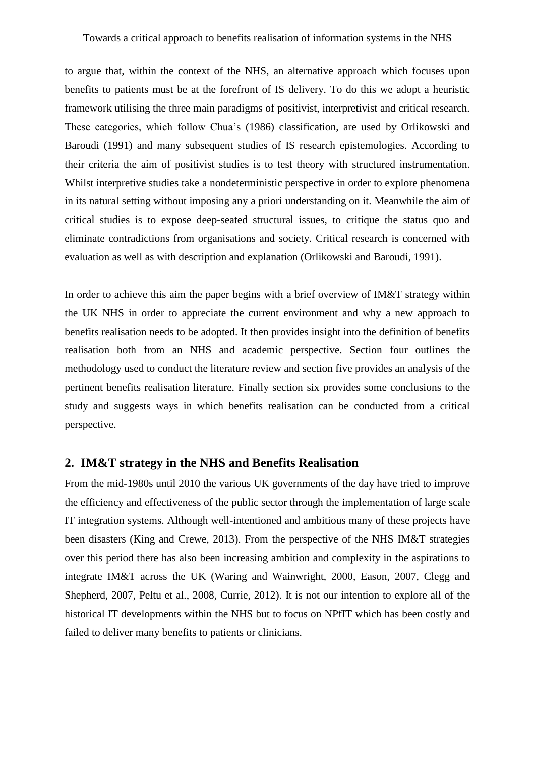to argue that, within the context of the NHS, an alternative approach which focuses upon benefits to patients must be at the forefront of IS delivery. To do this we adopt a heuristic framework utilising the three main paradigms of positivist, interpretivist and critical research. These categories, which follow Chua's (1986) classification, are used by Orlikowski and Baroudi (1991) and many subsequent studies of IS research epistemologies. According to their criteria the aim of positivist studies is to test theory with structured instrumentation. Whilst interpretive studies take a nondeterministic perspective in order to explore phenomena in its natural setting without imposing any a priori understanding on it. Meanwhile the aim of critical studies is to expose deep-seated structural issues, to critique the status quo and eliminate contradictions from organisations and society. Critical research is concerned with evaluation as well as with description and explanation (Orlikowski and Baroudi, 1991).

In order to achieve this aim the paper begins with a brief overview of IM&T strategy within the UK NHS in order to appreciate the current environment and why a new approach to benefits realisation needs to be adopted. It then provides insight into the definition of benefits realisation both from an NHS and academic perspective. Section four outlines the methodology used to conduct the literature review and section five provides an analysis of the pertinent benefits realisation literature. Finally section six provides some conclusions to the study and suggests ways in which benefits realisation can be conducted from a critical perspective.

## 2. IM&T strategy in the NHS and Benefits Realisation

From the mid-1980s until 2010 the various UK governments of the day have tried to improve the efficiency and effectiveness of the public sector through the implementation of large scale IT integration systems. Although well-intentioned and ambitious many of these projects have been disasters (King and Crewe, 2013). From the perspective of the NHS IM&T strategies over this period there has also been increasing ambition and complexity in the aspirations to integrate IM&T across the UK (Waring and Wainwright, 2000, Eason, 2007, Clegg and Shepherd, 2007, Peltu et al., 2008, Currie, 2012). It is not our intention to explore all of the historical IT developments within the NHS but to focus on NPfIT which has been costly and failed to deliver many benefits to patients or clinicians.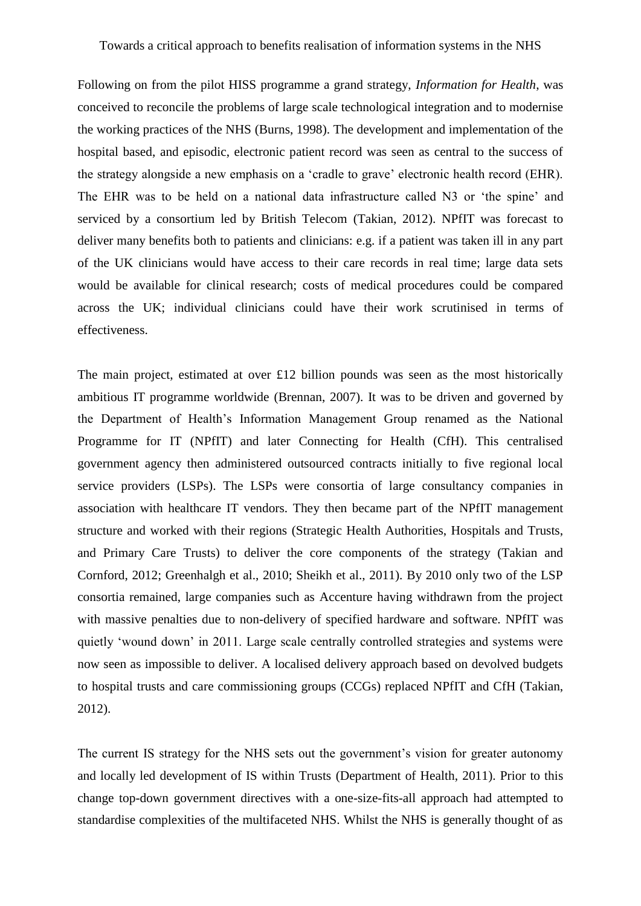Following on from the pilot HISS programme a grand strategy, *Information for Health*, was conceived to reconcile the problems of large scale technological integration and to modernise the working practices of the NHS (Burns, 1998). The development and implementation of the hospital based, and episodic, electronic patient record was seen as central to the success of the strategy alongside a new emphasis on a 'cradle to grave' electronic health record (EHR). The EHR was to be held on a national data infrastructure called N3 or 'the spine' and serviced by a consortium led by British Telecom (Takian, 2012). NPfIT was forecast to deliver many benefits both to patients and clinicians: e.g. if a patient was taken ill in any part of the UK clinicians would have access to their care records in real time; large data sets would be available for clinical research; costs of medical procedures could be compared across the UK; individual clinicians could have their work scrutinised in terms of effectiveness.

The main project, estimated at over £12 billion pounds was seen as the most historically ambitious IT programme worldwide (Brennan, 2007). It was to be driven and governed by the Department of Health's Information Management Group renamed as the National Programme for IT (NPfIT) and later Connecting for Health (CfH). This centralised government agency then administered outsourced contracts initially to five regional local service providers (LSPs). The LSPs were consortia of large consultancy companies in association with healthcare IT vendors. They then became part of the NPfIT management structure and worked with their regions (Strategic Health Authorities, Hospitals and Trusts, and Primary Care Trusts) to deliver the core components of the strategy (Takian and Cornford, 2012; Greenhalgh et al., 2010; Sheikh et al., 2011). By 2010 only two of the LSP consortia remained, large companies such as Accenture having withdrawn from the project with massive penalties due to non-delivery of specified hardware and software. NPfIT was quietly 'wound down' in 2011. Large scale centrally controlled strategies and systems were now seen as impossible to deliver. A localised delivery approach based on devolved budgets to hospital trusts and care commissioning groups (CCGs) replaced NPfIT and CfH (Takian, 2012).

The current IS strategy for the NHS sets out the government's vision for greater autonomy and locally led development of IS within Trusts (Department of Health, 2011). Prior to this change top-down government directives with a one-size-fits-all approach had attempted to standardise complexities of the multifaceted NHS. Whilst the NHS is generally thought of as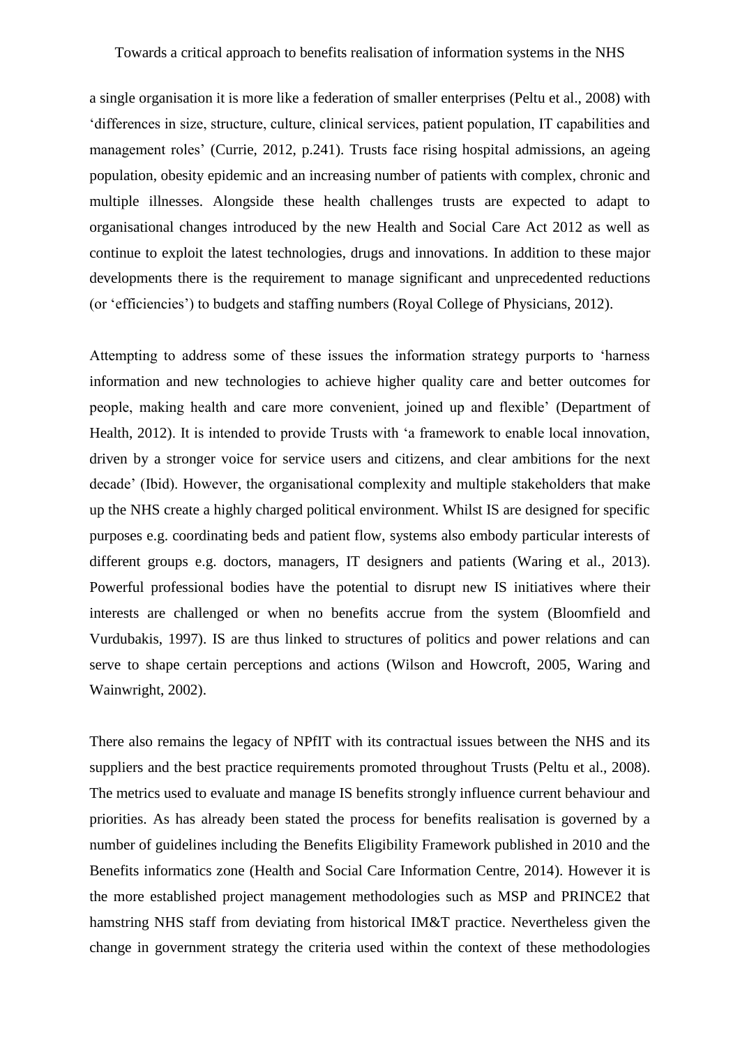a single organisation it is more like a federation of smaller enterprises (Peltu et al., 2008) with 'differences in size, structure, culture, clinical services, patient population, IT capabilities and management roles' (Currie, 2012, p.241). Trusts face rising hospital admissions, an ageing population, obesity epidemic and an increasing number of patients with complex, chronic and multiple illnesses. Alongside these health challenges trusts are expected to adapt to organisational changes introduced by the new Health and Social Care Act 2012 as well as continue to exploit the latest technologies, drugs and innovations. In addition to these major developments there is the requirement to manage significant and unprecedented reductions (or 'efficiencies') to budgets and staffing numbers (Royal College of Physicians, 2012).

Attempting to address some of these issues the information strategy purports to 'harness information and new technologies to achieve higher quality care and better outcomes for people, making health and care more convenient, joined up and flexible' (Department of Health, 2012). It is intended to provide Trusts with 'a framework to enable local innovation, driven by a stronger voice for service users and citizens, and clear ambitions for the next decade' (Ibid). However, the organisational complexity and multiple stakeholders that make up the NHS create a highly charged political environment. Whilst IS are designed for specific purposes e.g. coordinating beds and patient flow, systems also embody particular interests of different groups e.g. doctors, managers, IT designers and patients (Waring et al., 2013). Powerful professional bodies have the potential to disrupt new IS initiatives where their interests are challenged or when no benefits accrue from the system (Bloomfield and Vurdubakis, 1997). IS are thus linked to structures of politics and power relations and can serve to shape certain perceptions and actions (Wilson and Howcroft, 2005, Waring and Wainwright, 2002).

There also remains the legacy of NPfIT with its contractual issues between the NHS and its suppliers and the best practice requirements promoted throughout Trusts (Peltu et al., 2008). The metrics used to evaluate and manage IS benefits strongly influence current behaviour and priorities. As has already been stated the process for benefits realisation is governed by a number of guidelines including the Benefits Eligibility Framework published in 2010 and the Benefits informatics zone (Health and Social Care Information Centre, 2014). However it is the more established project management methodologies such as MSP and PRINCE2 that hamstring NHS staff from deviating from historical IM&T practice. Nevertheless given the change in government strategy the criteria used within the context of these methodologies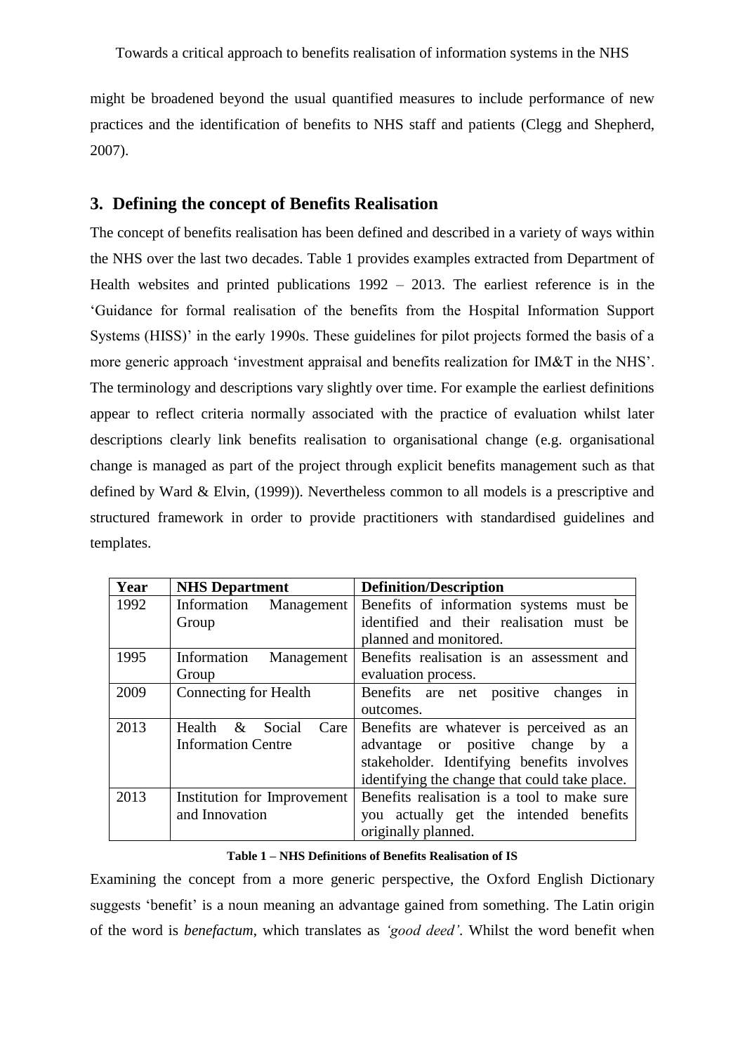might be broadened beyond the usual quantified measures to include performance of new practices and the identification of benefits to NHS staff and patients (Clegg and Shepherd, 2007).

## 3. Defining the concept of Benefits Realisation

The concept of benefits realisation has been defined and described in a variety of ways within the NHS over the last two decades. Table 1 provides examples extracted from Department of Health websites and printed publications 1992 – 2013. The earliest reference is in the 'Guidance for formal realisation of the benefits from the Hospital Information Support Systems (HISS)' in the early 1990s. These guidelines for pilot projects formed the basis of a more generic approach 'investment appraisal and benefits realization for IM&T in the NHS'. The terminology and descriptions vary slightly over time. For example the earliest definitions appear to reflect criteria normally associated with the practice of evaluation whilst later descriptions clearly link benefits realisation to organisational change (e.g. organisational change is managed as part of the project through explicit benefits management such as that defined by Ward & Elvin, (1999)). Nevertheless common to all models is a prescriptive and structured framework in order to provide practitioners with standardised guidelines and templates.

| Year | NHS Department | Definition/Description |
|---|---|---|
| 1992 | Information Management Group | Benefits of information systems must be identified and their realisation must be planned and monitored. |
| 1995 | Information Management Group | Benefits realisation is an assessment and evaluation process. |
| 2009 | Connecting for Health | Benefits are net positive changes in outcomes. |
| 2013 | Health & Social Care Information Centre | Benefits are whatever is perceived as an advantage or positive change by a stakeholder. Identifying benefits involves identifying the change that could take place. |
| 2013 | Institution for Improvement and Innovation | Benefits realisation is a tool to make sure you actually get the intended benefits originally planned. |

**Table 1 – NHS Definitions of Benefits Realisation of IS**

Examining the concept from a more generic perspective, the Oxford English Dictionary suggests 'benefit' is a noun meaning an advantage gained from something. The Latin origin of the word is *benefactum*, which translates as *'good deed'*. Whilst the word benefit when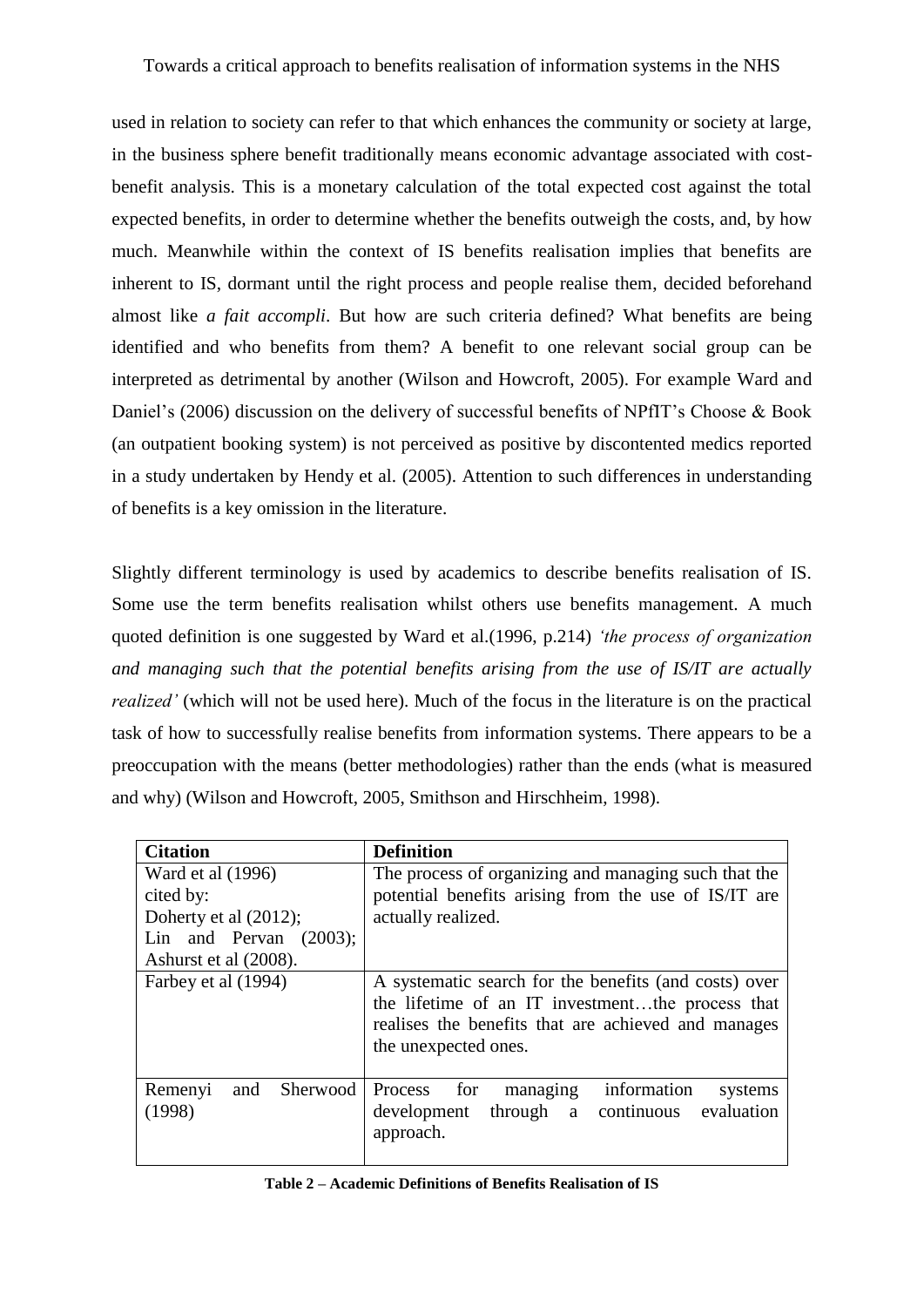used in relation to society can refer to that which enhances the community or society at large, in the business sphere benefit traditionally means economic advantage associated with cost-benefit analysis. This is a monetary calculation of the total expected cost against the total expected benefits, in order to determine whether the benefits outweigh the costs, and, by how much. Meanwhile within the context of IS benefits realisation implies that benefits are inherent to IS, dormant until the right process and people realise them, decided beforehand almost like *a fait accompli*. But how are such criteria defined? What benefits are being identified and who benefits from them? A benefit to one relevant social group can be interpreted as detrimental by another (Wilson and Howcroft, 2005). For example Ward and Daniel's (2006) discussion on the delivery of successful benefits of NPfIT's Choose & Book (an outpatient booking system) is not perceived as positive by discontented medics reported in a study undertaken by Hendy et al. (2005). Attention to such differences in understanding of benefits is a key omission in the literature.

Slightly different terminology is used by academics to describe benefits realisation of IS. Some use the term benefits realisation whilst others use benefits management. A much quoted definition is one suggested by Ward et al.(1996, p.214) *'the process of organization and managing such that the potential benefits arising from the use of IS/IT are actually realized'* (which will not be used here). Much of the focus in the literature is on the practical task of how to successfully realise benefits from information systems. There appears to be a preoccupation with the means (better methodologies) rather than the ends (what is measured and why) (Wilson and Howcroft, 2005, Smithson and Hirschheim, 1998).

| **Citation** | **Definition** |
|---|---|
| Ward et al (1996) cited by: Doherty et al (2012); Lin and Pervan (2003); Ashurst et al (2008). | The process of organizing and managing such that the potential benefits arising from the use of IS/IT are actually realized. |
| Farbey et al (1994) | A systematic search for the benefits (and costs) over the lifetime of an IT investment…the process that realises the benefits that are achieved and manages the unexpected ones. |
| Remenyi and Sherwood (1998) | Process for managing information systems development through a continuous evaluation approach. |

**Table 2 – Academic Definitions of Benefits Realisation of IS**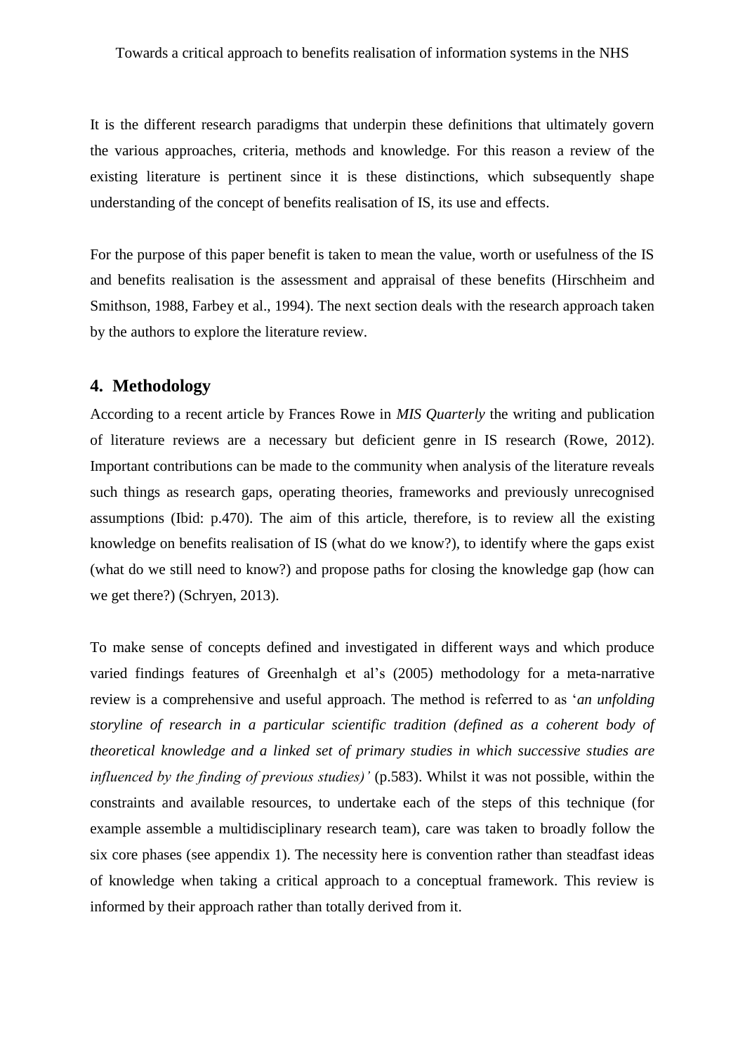It is the different research paradigms that underpin these definitions that ultimately govern the various approaches, criteria, methods and knowledge. For this reason a review of the existing literature is pertinent since it is these distinctions, which subsequently shape understanding of the concept of benefits realisation of IS, its use and effects.

For the purpose of this paper benefit is taken to mean the value, worth or usefulness of the IS and benefits realisation is the assessment and appraisal of these benefits (Hirschheim and Smithson, 1988, Farbey et al., 1994). The next section deals with the research approach taken by the authors to explore the literature review.

## 4. Methodology

According to a recent article by Frances Rowe in *MIS Quarterly* the writing and publication of literature reviews are a necessary but deficient genre in IS research (Rowe, 2012). Important contributions can be made to the community when analysis of the literature reveals such things as research gaps, operating theories, frameworks and previously unrecognised assumptions (Ibid: p.470). The aim of this article, therefore, is to review all the existing knowledge on benefits realisation of IS (what do we know?), to identify where the gaps exist (what do we still need to know?) and propose paths for closing the knowledge gap (how can we get there?) (Schryen, 2013).

To make sense of concepts defined and investigated in different ways and which produce varied findings features of Greenhalgh et al's (2005) methodology for a meta-narrative review is a comprehensive and useful approach. The method is referred to as '*an unfolding storyline of research in a particular scientific tradition (defined as a coherent body of theoretical knowledge and a linked set of primary studies in which successive studies are influenced by the finding of previous studies)'* (p.583). Whilst it was not possible, within the constraints and available resources, to undertake each of the steps of this technique (for example assemble a multidisciplinary research team), care was taken to broadly follow the six core phases (see appendix 1). The necessity here is convention rather than steadfast ideas of knowledge when taking a critical approach to a conceptual framework. This review is informed by their approach rather than totally derived from it.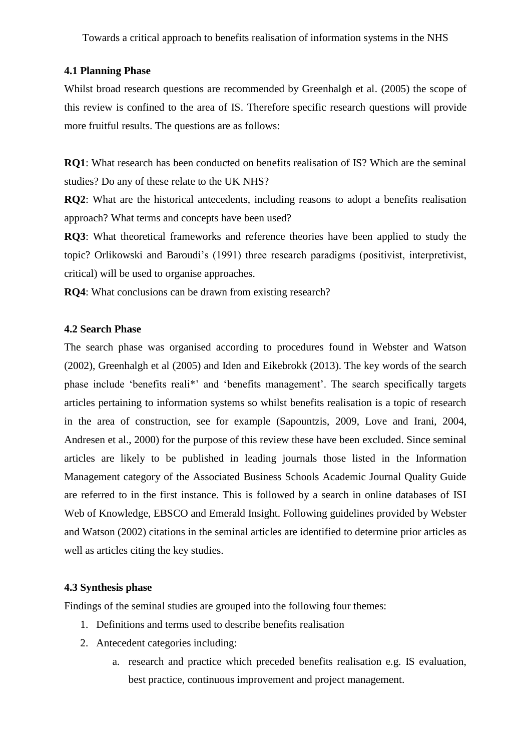### 4.1 Planning Phase

Whilst broad research questions are recommended by Greenhalgh et al. (2005) the scope of this review is confined to the area of IS. Therefore specific research questions will provide more fruitful results. The questions are as follows:

**RQ1**: What research has been conducted on benefits realisation of IS? Which are the seminal studies? Do any of these relate to the UK NHS?

**RQ2**: What are the historical antecedents, including reasons to adopt a benefits realisation approach? What terms and concepts have been used?

**RQ3**: What theoretical frameworks and reference theories have been applied to study the topic? Orlikowski and Baroudi's (1991) three research paradigms (positivist, interpretivist, critical) will be used to organise approaches.

**RQ4**: What conclusions can be drawn from existing research?

### 4.2 Search Phase

The search phase was organised according to procedures found in Webster and Watson (2002), Greenhalgh et al (2005) and Iden and Eikebrokk (2013). The key words of the search phase include 'benefits reali*' and 'benefits management'. The search specifically targets articles pertaining to information systems so whilst benefits realisation is a topic of research in the area of construction, see for example (Sapountzis, 2009, Love and Irani, 2004, Andresen et al., 2000) for the purpose of this review these have been excluded. Since seminal articles are likely to be published in leading journals those listed in the Information Management category of the Associated Business Schools Academic Journal Quality Guide are referred to in the first instance. This is followed by a search in online databases of ISI Web of Knowledge, EBSCO and Emerald Insight. Following guidelines provided by Webster and Watson (2002) citations in the seminal articles are identified to determine prior articles as well as articles citing the key studies.

### 4.3 Synthesis phase

Findings of the seminal studies are grouped into the following four themes:

1. Definitions and terms used to describe benefits realisation
2. Antecedent categories including:
    a. research and practice which preceded benefits realisation e.g. IS evaluation, best practice, continuous improvement and project management.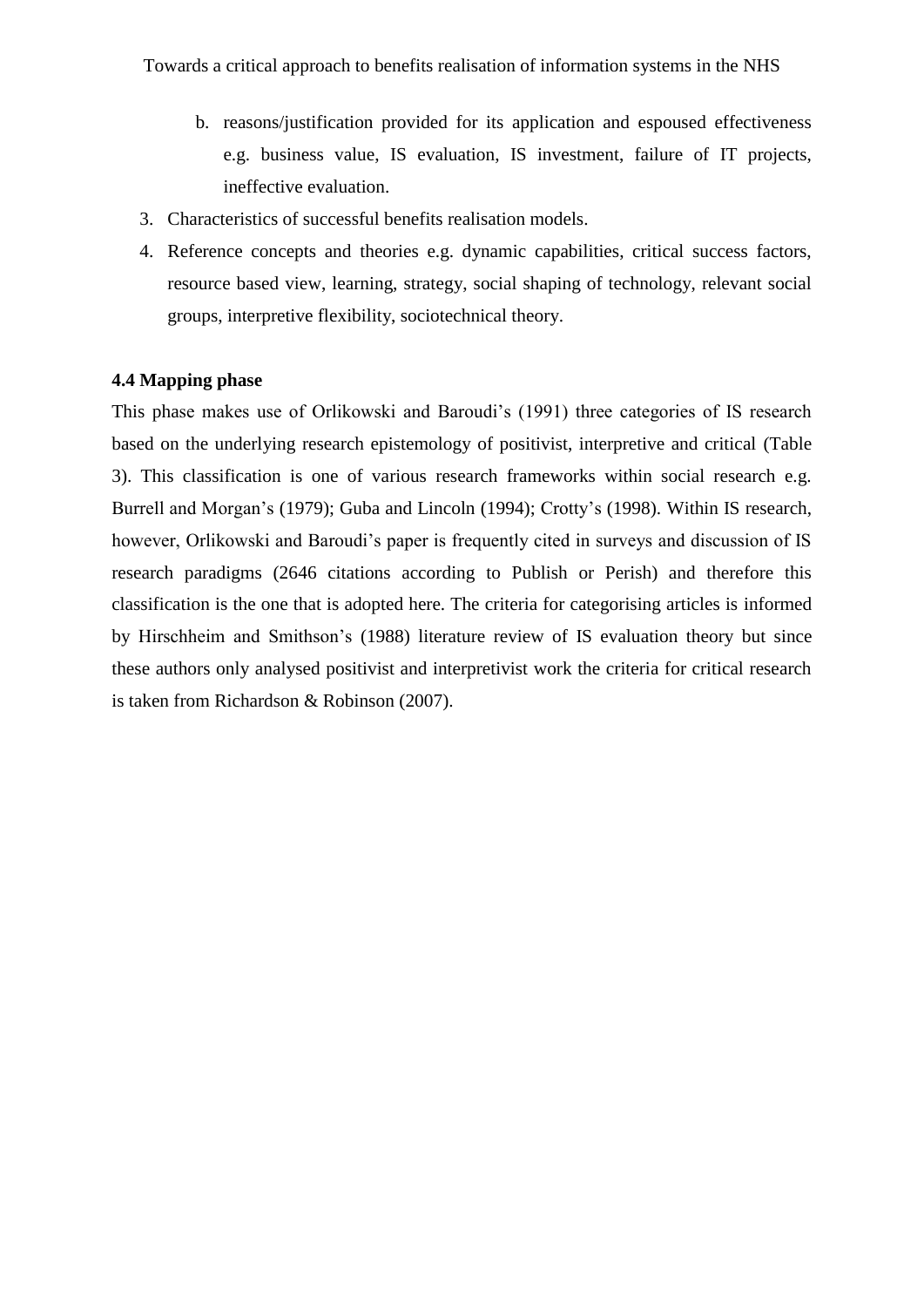b. reasons/justification provided for its application and espoused effectiveness e.g. business value, IS evaluation, IS investment, failure of IT projects, ineffective evaluation.

3. Characteristics of successful benefits realisation models.
4. Reference concepts and theories e.g. dynamic capabilities, critical success factors, resource based view, learning, strategy, social shaping of technology, relevant social groups, interpretive flexibility, sociotechnical theory.

**4.4 Mapping phase**

This phase makes use of Orlikowski and Baroudi's (1991) three categories of IS research based on the underlying research epistemology of positivist, interpretive and critical (Table 3). This classification is one of various research frameworks within social research e.g. Burrell and Morgan's (1979); Guba and Lincoln (1994); Crotty's (1998). Within IS research, however, Orlikowski and Baroudi's paper is frequently cited in surveys and discussion of IS research paradigms (2646 citations according to Publish or Perish) and therefore this classification is the one that is adopted here. The criteria for categorising articles is informed by Hirschheim and Smithson's (1988) literature review of IS evaluation theory but since these authors only analysed positivist and interpretivist work the criteria for critical research is taken from Richardson & Robinson (2007).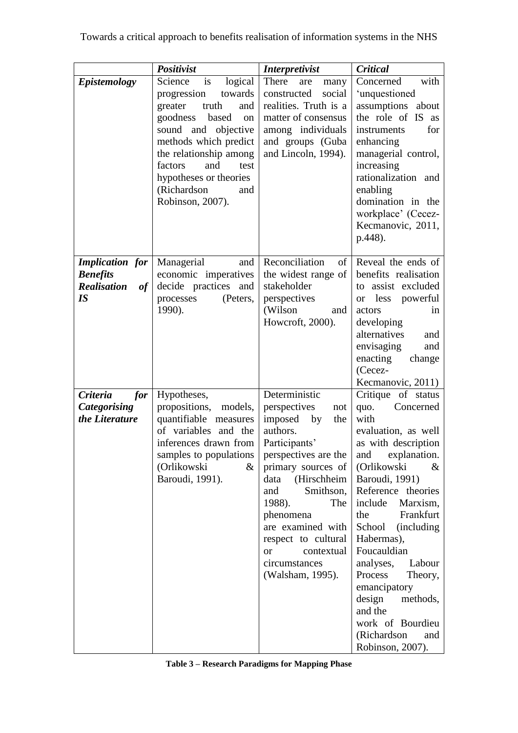| | ***Positivist*** | ***Interpretivist*** | ***Critical*** |
|---|---|---|---|
| ***Epistemology*** | Science is logical progression towards greater truth and goodness based on sound and objective methods which predict the relationship among factors and test hypotheses or theories (Richardson and Robinson, 2007). | There are many constructed social realities. Truth is a matter of consensus among individuals and groups (Guba and Lincoln, 1994). | Concerned with 'unquestioned assumptions about the role of IS as instruments for enhancing managerial control, increasing rationalization and enabling domination in the workplace' (Cecez-Kecmanovic, 2011, p.448). |
| ***Implication for Benefits Realisation of IS*** | Managerial and economic imperatives decide practices and processes (Peters, 1990). | Reconciliation of the widest range of stakeholder perspectives (Wilson and Howcroft, 2000). | Reveal the ends of benefits realisation to assist excluded or less powerful actors in developing alternatives and envisaging and enacting change (Cecez-Kecmanovic, 2011) |
| ***Criteria for Categorising the Literature*** | Hypotheses, propositions, models, quantifiable measures of variables and the inferences drawn from samples to populations (Orlikowski & Baroudi, 1991). | Deterministic perspectives not imposed by the authors. Participants' perspectives are the primary sources of data (Hirschheim and Smithson, 1988). The phenomena are examined with respect to cultural or contextual circumstances (Walsham, 1995). | Critique of status quo. Concerned with evaluation, as well as with description and explanation. (Orlikowski & Baroudi, 1991) Reference theories include Marxism, the Frankfurt School (including Habermas), Foucauldian analyses, Labour Process Theory, emancipatory design methods, and the work of Bourdieu (Richardson and Robinson, 2007). |

**Table 3 – Research Paradigms for Mapping Phase**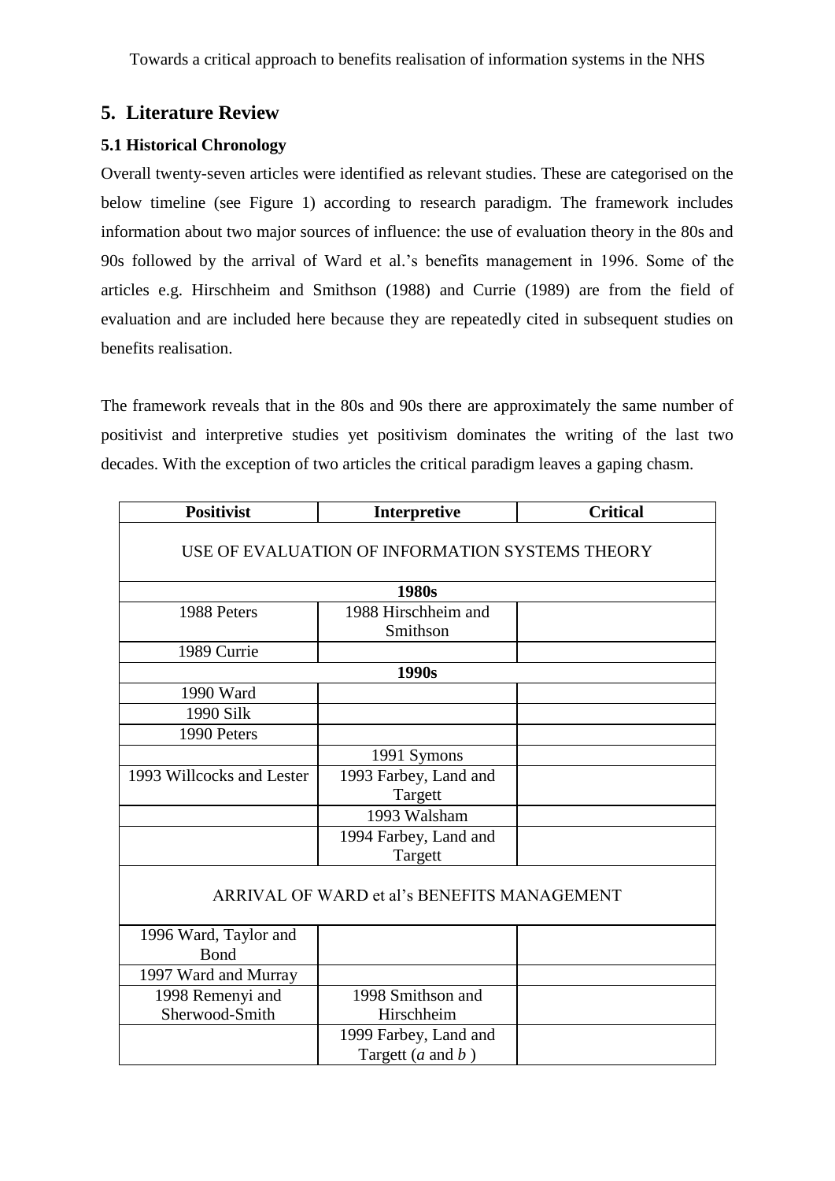## 5. Literature Review

### 5.1 Historical Chronology

Overall twenty-seven articles were identified as relevant studies. These are categorised on the below timeline (see Figure 1) according to research paradigm. The framework includes information about two major sources of influence: the use of evaluation theory in the 80s and 90s followed by the arrival of Ward et al.'s benefits management in 1996. Some of the articles e.g. Hirschheim and Smithson (1988) and Currie (1989) are from the field of evaluation and are included here because they are repeatedly cited in subsequent studies on benefits realisation.

The framework reveals that in the 80s and 90s there are approximately the same number of positivist and interpretive studies yet positivism dominates the writing of the last two decades. With the exception of two articles the critical paradigm leaves a gaping chasm.

| Positivist | Interpretive | Critical |
|---|---|---|
| USE OF EVALUATION OF INFORMATION SYSTEMS THEORY | | |
| **1980s** | | |
| 1988 Peters | 1988 Hirschheim and Smithson | |
| 1989 Currie | | |
| **1990s** | | |
| 1990 Ward | | |
| 1990 Silk | | |
| 1990 Peters | | |
| | 1991 Symons | |
| 1993 Willcocks and Lester | 1993 Farbey, Land and Targett | |
| | 1993 Walsham | |
| | 1994 Farbey, Land and Targett | |
| ARRIVAL OF WARD et al's BENEFITS MANAGEMENT | | |
| 1996 Ward, Taylor and Bond | | |
| 1997 Ward and Murray | | |
| 1998 Remenyi and Sherwood-Smith | 1998 Smithson and Hirschheim | |
| | 1999 Farbey, Land and Targett (*a* and *b* ) | |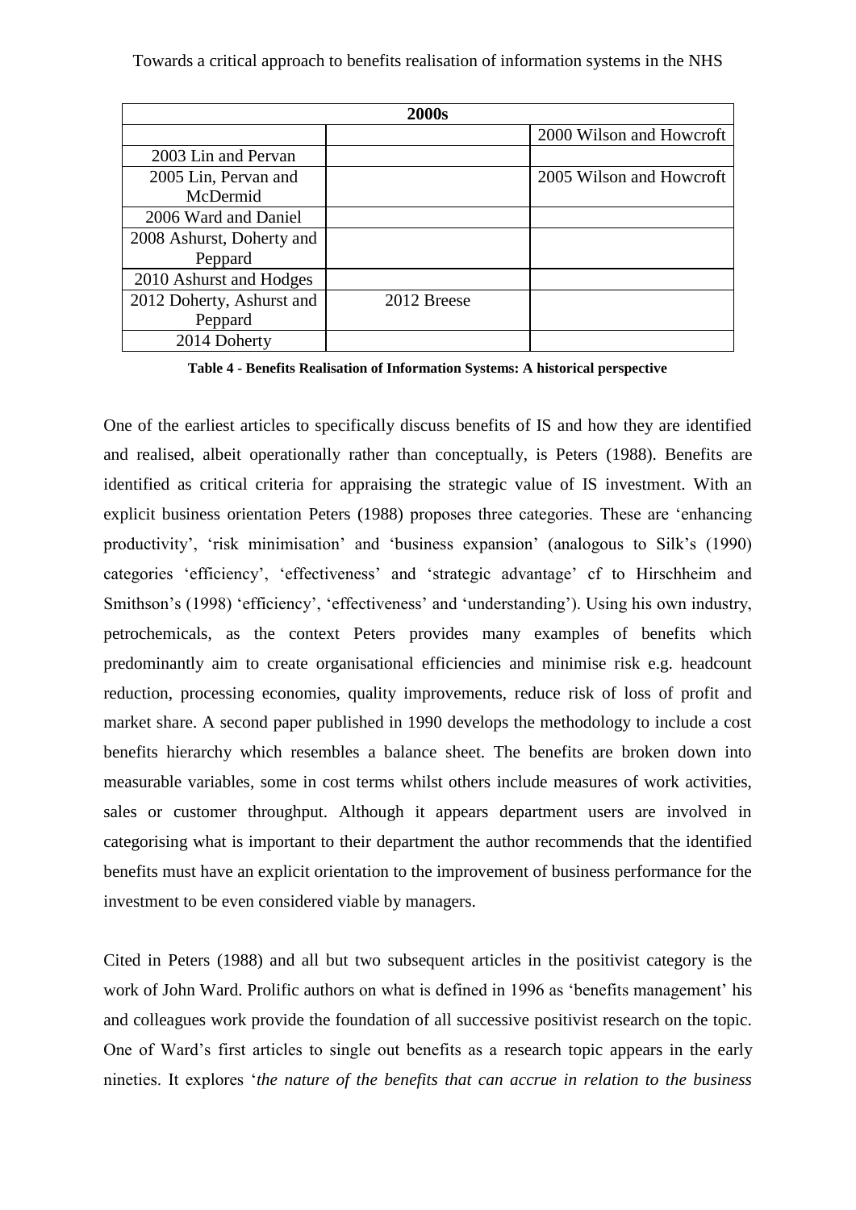| 2000s | | |
|---|---|---|
| | | 2000 Wilson and Howcroft |
| 2003 Lin and Pervan | | |
| 2005 Lin, Pervan and McDermid | | 2005 Wilson and Howcroft |
| 2006 Ward and Daniel | | |
| 2008 Ashurst, Doherty and Peppard | | |
| 2010 Ashurst and Hodges | | |
| 2012 Doherty, Ashurst and Peppard | 2012 Breese | |
| 2014 Doherty | | |

**Table 4 - Benefits Realisation of Information Systems: A historical perspective**

One of the earliest articles to specifically discuss benefits of IS and how they are identified and realised, albeit operationally rather than conceptually, is Peters (1988). Benefits are identified as critical criteria for appraising the strategic value of IS investment. With an explicit business orientation Peters (1988) proposes three categories. These are 'enhancing productivity', 'risk minimisation' and 'business expansion' (analogous to Silk's (1990) categories 'efficiency', 'effectiveness' and 'strategic advantage' cf to Hirschheim and Smithson's (1998) 'efficiency', 'effectiveness' and 'understanding'). Using his own industry, petrochemicals, as the context Peters provides many examples of benefits which predominantly aim to create organisational efficiencies and minimise risk e.g. headcount reduction, processing economies, quality improvements, reduce risk of loss of profit and market share. A second paper published in 1990 develops the methodology to include a cost benefits hierarchy which resembles a balance sheet. The benefits are broken down into measurable variables, some in cost terms whilst others include measures of work activities, sales or customer throughput. Although it appears department users are involved in categorising what is important to their department the author recommends that the identified benefits must have an explicit orientation to the improvement of business performance for the investment to be even considered viable by managers.

Cited in Peters (1988) and all but two subsequent articles in the positivist category is the work of John Ward. Prolific authors on what is defined in 1996 as 'benefits management' his and colleagues work provide the foundation of all successive positivist research on the topic. One of Ward's first articles to single out benefits as a research topic appears in the early nineties. It explores '*the nature of the benefits that can accrue in relation to the business*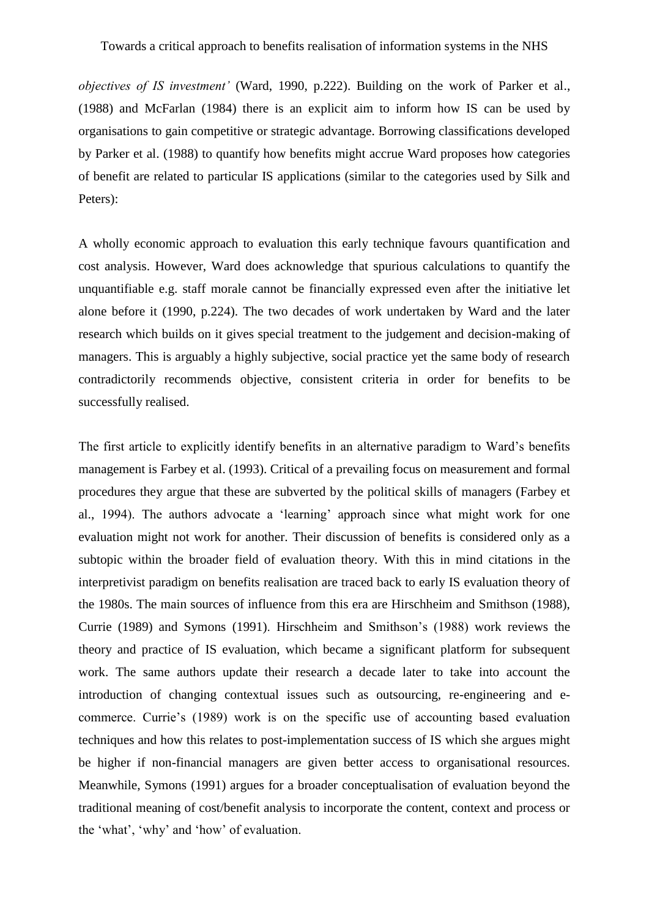*objectives of IS investment'* (Ward, 1990, p.222). Building on the work of Parker et al., (1988) and McFarlan (1984) there is an explicit aim to inform how IS can be used by organisations to gain competitive or strategic advantage. Borrowing classifications developed by Parker et al. (1988) to quantify how benefits might accrue Ward proposes how categories of benefit are related to particular IS applications (similar to the categories used by Silk and Peters):

A wholly economic approach to evaluation this early technique favours quantification and cost analysis. However, Ward does acknowledge that spurious calculations to quantify the unquantifiable e.g. staff morale cannot be financially expressed even after the initiative let alone before it (1990, p.224). The two decades of work undertaken by Ward and the later research which builds on it gives special treatment to the judgement and decision-making of managers. This is arguably a highly subjective, social practice yet the same body of research contradictorily recommends objective, consistent criteria in order for benefits to be successfully realised.

The first article to explicitly identify benefits in an alternative paradigm to Ward's benefits management is Farbey et al. (1993). Critical of a prevailing focus on measurement and formal procedures they argue that these are subverted by the political skills of managers (Farbey et al., 1994). The authors advocate a 'learning' approach since what might work for one evaluation might not work for another. Their discussion of benefits is considered only as a subtopic within the broader field of evaluation theory. With this in mind citations in the interpretivist paradigm on benefits realisation are traced back to early IS evaluation theory of the 1980s. The main sources of influence from this era are Hirschheim and Smithson (1988), Currie (1989) and Symons (1991). Hirschheim and Smithson's (1988) work reviews the theory and practice of IS evaluation, which became a significant platform for subsequent work. The same authors update their research a decade later to take into account the introduction of changing contextual issues such as outsourcing, re-engineering and e-commerce. Currie's (1989) work is on the specific use of accounting based evaluation techniques and how this relates to post-implementation success of IS which she argues might be higher if non-financial managers are given better access to organisational resources. Meanwhile, Symons (1991) argues for a broader conceptualisation of evaluation beyond the traditional meaning of cost/benefit analysis to incorporate the content, context and process or the 'what', 'why' and 'how' of evaluation.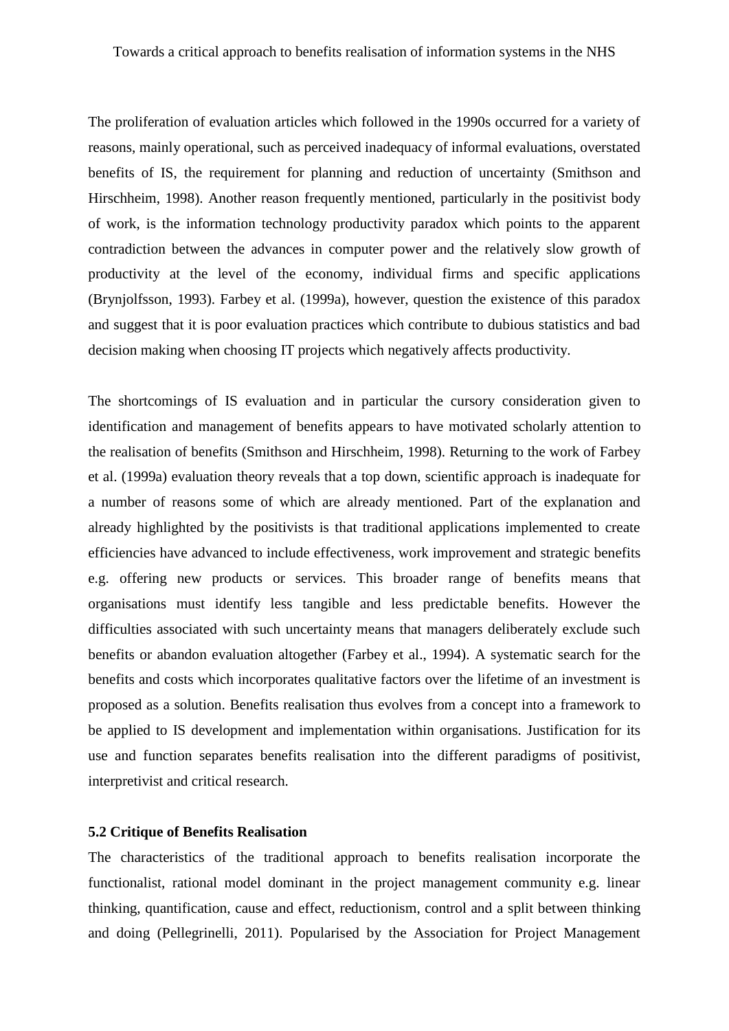The proliferation of evaluation articles which followed in the 1990s occurred for a variety of reasons, mainly operational, such as perceived inadequacy of informal evaluations, overstated benefits of IS, the requirement for planning and reduction of uncertainty (Smithson and Hirschheim, 1998). Another reason frequently mentioned, particularly in the positivist body of work, is the information technology productivity paradox which points to the apparent contradiction between the advances in computer power and the relatively slow growth of productivity at the level of the economy, individual firms and specific applications (Brynjolfsson, 1993). Farbey et al. (1999a), however, question the existence of this paradox and suggest that it is poor evaluation practices which contribute to dubious statistics and bad decision making when choosing IT projects which negatively affects productivity.

The shortcomings of IS evaluation and in particular the cursory consideration given to identification and management of benefits appears to have motivated scholarly attention to the realisation of benefits (Smithson and Hirschheim, 1998). Returning to the work of Farbey et al. (1999a) evaluation theory reveals that a top down, scientific approach is inadequate for a number of reasons some of which are already mentioned. Part of the explanation and already highlighted by the positivists is that traditional applications implemented to create efficiencies have advanced to include effectiveness, work improvement and strategic benefits e.g. offering new products or services. This broader range of benefits means that organisations must identify less tangible and less predictable benefits. However the difficulties associated with such uncertainty means that managers deliberately exclude such benefits or abandon evaluation altogether (Farbey et al., 1994). A systematic search for the benefits and costs which incorporates qualitative factors over the lifetime of an investment is proposed as a solution. Benefits realisation thus evolves from a concept into a framework to be applied to IS development and implementation within organisations. Justification for its use and function separates benefits realisation into the different paradigms of positivist, interpretivist and critical research.

### 5.2 Critique of Benefits Realisation

The characteristics of the traditional approach to benefits realisation incorporate the functionalist, rational model dominant in the project management community e.g. linear thinking, quantification, cause and effect, reductionism, control and a split between thinking and doing (Pellegrinelli, 2011). Popularised by the Association for Project Management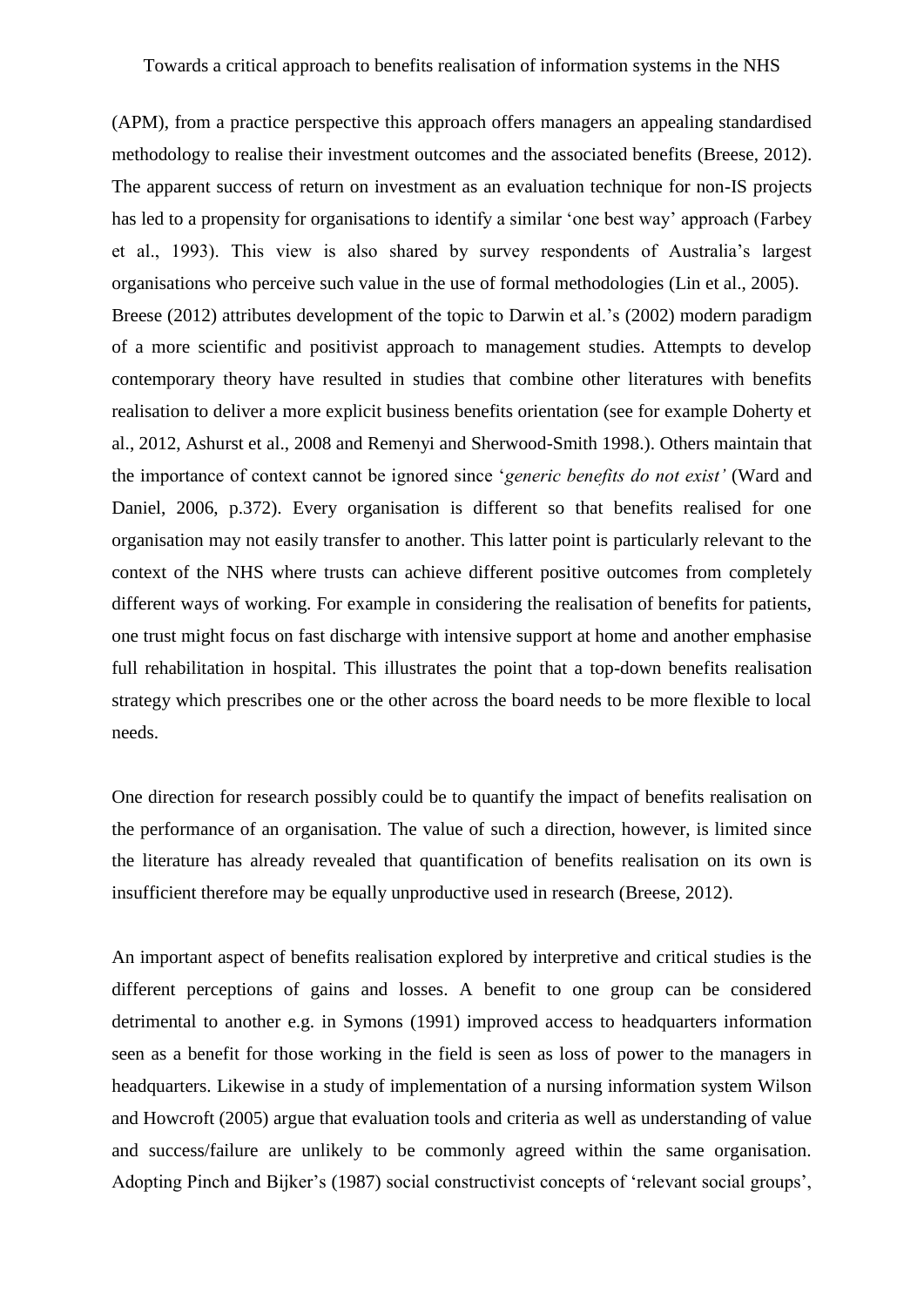(APM), from a practice perspective this approach offers managers an appealing standardised methodology to realise their investment outcomes and the associated benefits (Breese, 2012). The apparent success of return on investment as an evaluation technique for non-IS projects has led to a propensity for organisations to identify a similar 'one best way' approach (Farbey et al., 1993). This view is also shared by survey respondents of Australia's largest organisations who perceive such value in the use of formal methodologies (Lin et al., 2005). Breese (2012) attributes development of the topic to Darwin et al.'s (2002) modern paradigm of a more scientific and positivist approach to management studies. Attempts to develop contemporary theory have resulted in studies that combine other literatures with benefits realisation to deliver a more explicit business benefits orientation (see for example Doherty et al., 2012, Ashurst et al., 2008 and Remenyi and Sherwood-Smith 1998.). Others maintain that the importance of context cannot be ignored since '*generic benefits do not exist'* (Ward and Daniel, 2006, p.372). Every organisation is different so that benefits realised for one organisation may not easily transfer to another. This latter point is particularly relevant to the context of the NHS where trusts can achieve different positive outcomes from completely different ways of working. For example in considering the realisation of benefits for patients, one trust might focus on fast discharge with intensive support at home and another emphasise full rehabilitation in hospital. This illustrates the point that a top-down benefits realisation strategy which prescribes one or the other across the board needs to be more flexible to local needs.

One direction for research possibly could be to quantify the impact of benefits realisation on the performance of an organisation. The value of such a direction, however, is limited since the literature has already revealed that quantification of benefits realisation on its own is insufficient therefore may be equally unproductive used in research (Breese, 2012).

An important aspect of benefits realisation explored by interpretive and critical studies is the different perceptions of gains and losses. A benefit to one group can be considered detrimental to another e.g. in Symons (1991) improved access to headquarters information seen as a benefit for those working in the field is seen as loss of power to the managers in headquarters. Likewise in a study of implementation of a nursing information system Wilson and Howcroft (2005) argue that evaluation tools and criteria as well as understanding of value and success/failure are unlikely to be commonly agreed within the same organisation. Adopting Pinch and Bijker's (1987) social constructivist concepts of 'relevant social groups',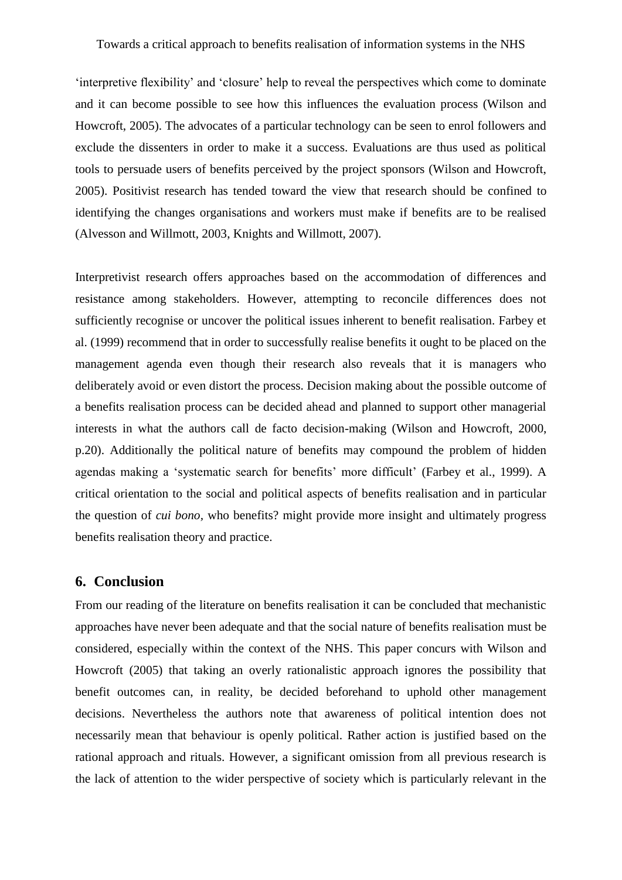'interpretive flexibility' and 'closure' help to reveal the perspectives which come to dominate and it can become possible to see how this influences the evaluation process (Wilson and Howcroft, 2005). The advocates of a particular technology can be seen to enrol followers and exclude the dissenters in order to make it a success. Evaluations are thus used as political tools to persuade users of benefits perceived by the project sponsors (Wilson and Howcroft, 2005). Positivist research has tended toward the view that research should be confined to identifying the changes organisations and workers must make if benefits are to be realised (Alvesson and Willmott, 2003, Knights and Willmott, 2007).

Interpretivist research offers approaches based on the accommodation of differences and resistance among stakeholders. However, attempting to reconcile differences does not sufficiently recognise or uncover the political issues inherent to benefit realisation. Farbey et al. (1999) recommend that in order to successfully realise benefits it ought to be placed on the management agenda even though their research also reveals that it is managers who deliberately avoid or even distort the process. Decision making about the possible outcome of a benefits realisation process can be decided ahead and planned to support other managerial interests in what the authors call de facto decision-making (Wilson and Howcroft, 2000, p.20). Additionally the political nature of benefits may compound the problem of hidden agendas making a 'systematic search for benefits' more difficult' (Farbey et al., 1999). A critical orientation to the social and political aspects of benefits realisation and in particular the question of *cui bono*, who benefits? might provide more insight and ultimately progress benefits realisation theory and practice.

## 6. Conclusion

From our reading of the literature on benefits realisation it can be concluded that mechanistic approaches have never been adequate and that the social nature of benefits realisation must be considered, especially within the context of the NHS. This paper concurs with Wilson and Howcroft (2005) that taking an overly rationalistic approach ignores the possibility that benefit outcomes can, in reality, be decided beforehand to uphold other management decisions. Nevertheless the authors note that awareness of political intention does not necessarily mean that behaviour is openly political. Rather action is justified based on the rational approach and rituals. However, a significant omission from all previous research is the lack of attention to the wider perspective of society which is particularly relevant in the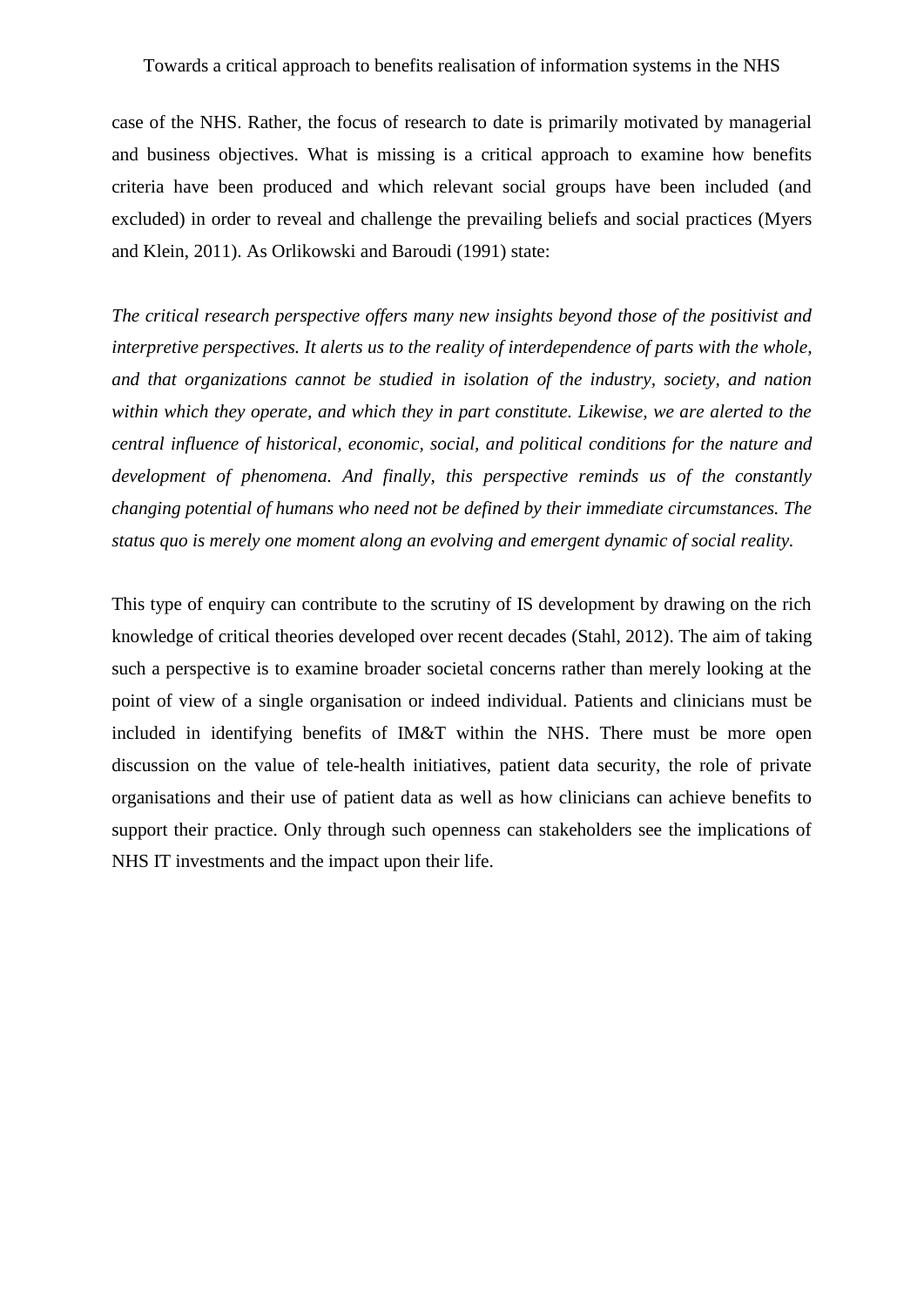case of the NHS. Rather, the focus of research to date is primarily motivated by managerial and business objectives. What is missing is a critical approach to examine how benefits criteria have been produced and which relevant social groups have been included (and excluded) in order to reveal and challenge the prevailing beliefs and social practices (Myers and Klein, 2011). As Orlikowski and Baroudi (1991) state:

*The critical research perspective offers many new insights beyond those of the positivist and interpretive perspectives. It alerts us to the reality of interdependence of parts with the whole, and that organizations cannot be studied in isolation of the industry, society, and nation within which they operate, and which they in part constitute. Likewise, we are alerted to the central influence of historical, economic, social, and political conditions for the nature and development of phenomena. And finally, this perspective reminds us of the constantly changing potential of humans who need not be defined by their immediate circumstances. The status quo is merely one moment along an evolving and emergent dynamic of social reality.*

This type of enquiry can contribute to the scrutiny of IS development by drawing on the rich knowledge of critical theories developed over recent decades (Stahl, 2012). The aim of taking such a perspective is to examine broader societal concerns rather than merely looking at the point of view of a single organisation or indeed individual. Patients and clinicians must be included in identifying benefits of IM&T within the NHS. There must be more open discussion on the value of tele-health initiatives, patient data security, the role of private organisations and their use of patient data as well as how clinicians can achieve benefits to support their practice. Only through such openness can stakeholders see the implications of NHS IT investments and the impact upon their life.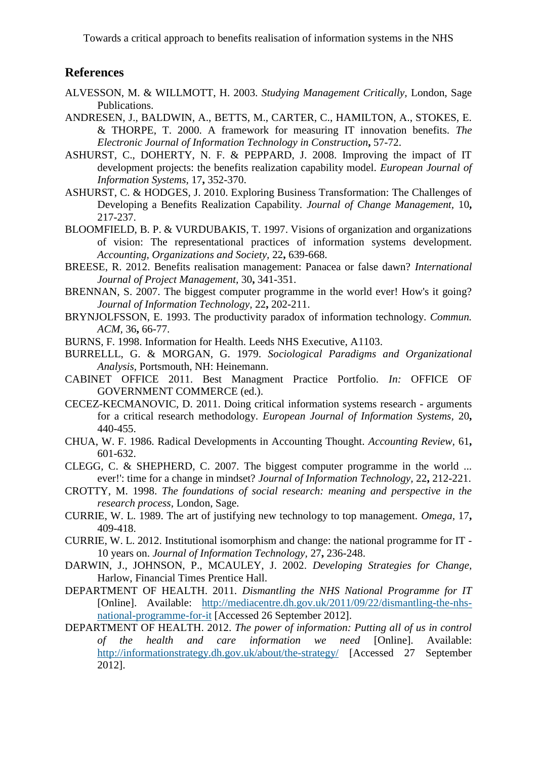## References

ALVESSON, M. & WILLMOTT, H. 2003. *Studying Management Critically,* London, Sage Publications.

ANDRESEN, J., BALDWIN, A., BETTS, M., CARTER, C., HAMILTON, A., STOKES, E. & THORPE, T. 2000. A framework for measuring IT innovation benefits. *The Electronic Journal of Information Technology in Construction***,** 57-72.

ASHURST, C., DOHERTY, N. F. & PEPPARD, J. 2008. Improving the impact of IT development projects: the benefits realization capability model. *European Journal of Information Systems,* 17**,** 352-370.

ASHURST, C. & HODGES, J. 2010. Exploring Business Transformation: The Challenges of Developing a Benefits Realization Capability. *Journal of Change Management,* 10**,** 217-237.

BLOOMFIELD, B. P. & VURDUBAKIS, T. 1997. Visions of organization and organizations of vision: The representational practices of information systems development. *Accounting, Organizations and Society,* 22**,** 639-668.

BREESE, R. 2012. Benefits realisation management: Panacea or false dawn? *International Journal of Project Management,* 30**,** 341-351.

BRENNAN, S. 2007. The biggest computer programme in the world ever! How's it going? *Journal of Information Technology,* 22**,** 202-211.

BRYNJOLFSSON, E. 1993. The productivity paradox of information technology. *Commun. ACM,* 36**,** 66-77.

BURNS, F. 1998. Information for Health. Leeds NHS Executive, A1103.

BURRELLL, G. & MORGAN, G. 1979. *Sociological Paradigms and Organizational Analysis,* Portsmouth, NH: Heinemann.

CABINET OFFICE 2011. Best Managment Practice Portfolio. *In:* OFFICE OF GOVERNMENT COMMERCE (ed.).

CECEZ-KECMANOVIC, D. 2011. Doing critical information systems research - arguments for a critical research methodology. *European Journal of Information Systems,* 20**,** 440-455.

CHUA, W. F. 1986. Radical Developments in Accounting Thought. *Accounting Review,* 61**,** 601-632.

CLEGG, C. & SHEPHERD, C. 2007. The biggest computer programme in the world ... ever!': time for a change in mindset? *Journal of Information Technology,* 22**,** 212-221.

CROTTY, M. 1998. *The foundations of social research: meaning and perspective in the research process,* London, Sage.

CURRIE, W. L. 1989. The art of justifying new technology to top management. *Omega,* 17**,** 409-418.

CURRIE, W. L. 2012. Institutional isomorphism and change: the national programme for IT - 10 years on. *Journal of Information Technology,* 27**,** 236-248.

DARWIN, J., JOHNSON, P., MCAULEY, J. 2002. *Developing Strategies for Change,* Harlow, Financial Times Prentice Hall.

DEPARTMENT OF HEALTH. 2011. *Dismantling the NHS National Programme for IT* [Online]. Available: http://mediacentre.dh.gov.uk/2011/09/22/dismantling-the-nhs-national-programme-for-it [Accessed 26 September 2012].

DEPARTMENT OF HEALTH. 2012. *The power of information: Putting all of us in control of the health and care information we need* [Online]. Available: http://informationstrategy.dh.gov.uk/about/the-strategy/ [Accessed 27 September 2012].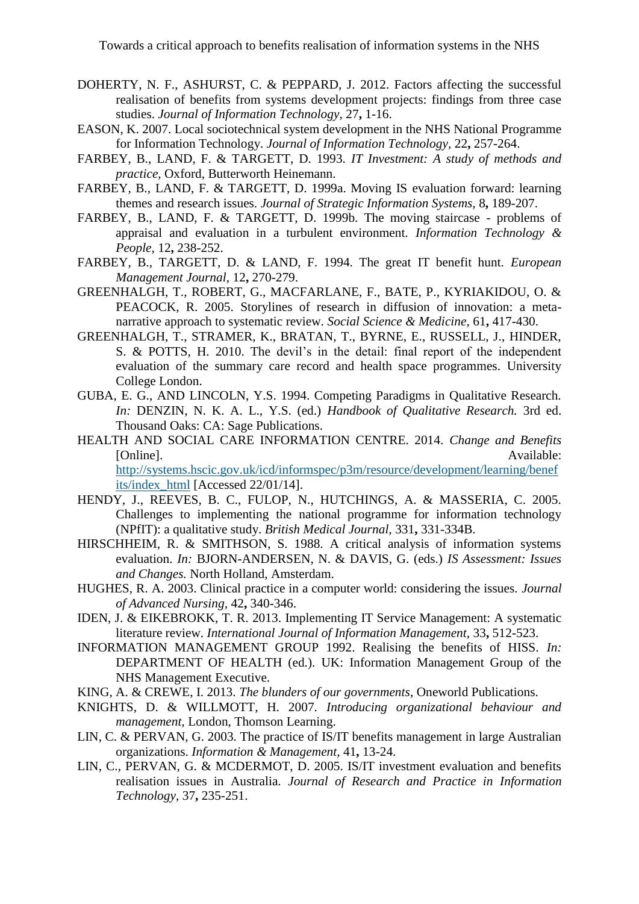DOHERTY, N. F., ASHURST, C. & PEPPARD, J. 2012. Factors affecting the successful realisation of benefits from systems development projects: findings from three case studies. *Journal of Information Technology,* 27**,** 1-16.

EASON, K. 2007. Local sociotechnical system development in the NHS National Programme for Information Technology. *Journal of Information Technology,* 22**,** 257-264.

FARBEY, B., LAND, F. & TARGETT, D. 1993. *IT Investment: A study of methods and practice,* Oxford, Butterworth Heinemann.

FARBEY, B., LAND, F. & TARGETT, D. 1999a. Moving IS evaluation forward: learning themes and research issues. *Journal of Strategic Information Systems,* 8**,** 189-207.

FARBEY, B., LAND, F. & TARGETT, D. 1999b. The moving staircase - problems of appraisal and evaluation in a turbulent environment. *Information Technology & People,* 12**,** 238-252.

FARBEY, B., TARGETT, D. & LAND, F. 1994. The great IT benefit hunt. *European Management Journal,* 12**,** 270-279.

GREENHALGH, T., ROBERT, G., MACFARLANE, F., BATE, P., KYRIAKIDOU, O. & PEACOCK, R. 2005. Storylines of research in diffusion of innovation: a meta-narrative approach to systematic review. *Social Science & Medicine,* 61**,** 417-430.

GREENHALGH, T., STRAMER, K., BRATAN, T., BYRNE, E., RUSSELL, J., HINDER, S. & POTTS, H. 2010. The devil's in the detail: final report of the independent evaluation of the summary care record and health space programmes. University College London.

GUBA, E. G., AND LINCOLN, Y.S. 1994. Competing Paradigms in Qualitative Research. *In:* DENZIN, N. K. A. L., Y.S. (ed.) *Handbook of Qualitative Research.* 3rd ed. Thousand Oaks: CA: Sage Publications.

HEALTH AND SOCIAL CARE INFORMATION CENTRE. 2014. *Change and Benefits* [Online]. Available: http://systems.hscic.gov.uk/icd/informspec/p3m/resource/development/learning/benefits/index_html [Accessed 22/01/14].

HENDY, J., REEVES, B. C., FULOP, N., HUTCHINGS, A. & MASSERIA, C. 2005. Challenges to implementing the national programme for information technology (NPfIT): a qualitative study. *British Medical Journal,* 331**,** 331-334B.

HIRSCHHEIM, R. & SMITHSON, S. 1988. A critical analysis of information systems evaluation. *In:* BJORN-ANDERSEN, N. & DAVIS, G. (eds.) *IS Assessment: Issues and Changes.* North Holland, Amsterdam.

HUGHES, R. A. 2003. Clinical practice in a computer world: considering the issues. *Journal of Advanced Nursing,* 42**,** 340-346.

IDEN, J. & EIKEBROKK, T. R. 2013. Implementing IT Service Management: A systematic literature review. *International Journal of Information Management,* 33**,** 512-523.

INFORMATION MANAGEMENT GROUP 1992. Realising the benefits of HISS. *In:* DEPARTMENT OF HEALTH (ed.). UK: Information Management Group of the NHS Management Executive.

KING, A. & CREWE, I. 2013. *The blunders of our governments*, Oneworld Publications.

KNIGHTS, D. & WILLMOTT, H. 2007. *Introducing organizational behaviour and management,* London, Thomson Learning.

LIN, C. & PERVAN, G. 2003. The practice of IS/IT benefits management in large Australian organizations. *Information & Management,* 41**,** 13-24.

LIN, C., PERVAN, G. & MCDERMOT, D. 2005. IS/IT investment evaluation and benefits realisation issues in Australia. *Journal of Research and Practice in Information Technology,* 37**,** 235-251.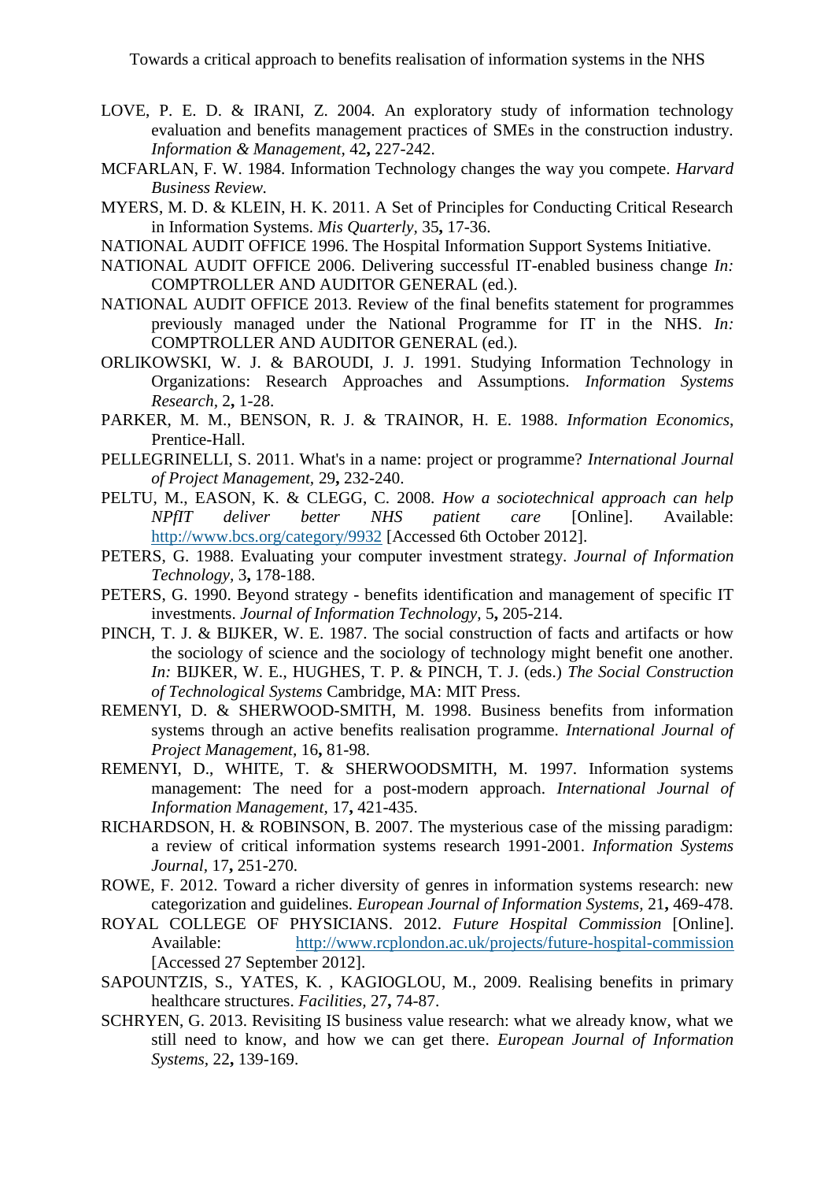LOVE, P. E. D. & IRANI, Z. 2004. An exploratory study of information technology evaluation and benefits management practices of SMEs in the construction industry. *Information & Management,* 42**,** 227-242.

MCFARLAN, F. W. 1984. Information Technology changes the way you compete. *Harvard Business Review.*

MYERS, M. D. & KLEIN, H. K. 2011. A Set of Principles for Conducting Critical Research in Information Systems. *Mis Quarterly,* 35**,** 17-36.

NATIONAL AUDIT OFFICE 1996. The Hospital Information Support Systems Initiative.

NATIONAL AUDIT OFFICE 2006. Delivering successful IT-enabled business change *In:* COMPTROLLER AND AUDITOR GENERAL (ed.).

NATIONAL AUDIT OFFICE 2013. Review of the final benefits statement for programmes previously managed under the National Programme for IT in the NHS. *In:* COMPTROLLER AND AUDITOR GENERAL (ed.).

ORLIKOWSKI, W. J. & BAROUDI, J. J. 1991. Studying Information Technology in Organizations: Research Approaches and Assumptions. *Information Systems Research,* 2**,** 1-28.

PARKER, M. M., BENSON, R. J. & TRAINOR, H. E. 1988. *Information Economics*, Prentice-Hall.

PELLEGRINELLI, S. 2011. What's in a name: project or programme? *International Journal of Project Management,* 29**,** 232-240.

PELTU, M., EASON, K. & CLEGG, C. 2008. *How a sociotechnical approach can help NPfIT deliver better NHS patient care* [Online]. Available: http://www.bcs.org/category/9932 [Accessed 6th October 2012].

PETERS, G. 1988. Evaluating your computer investment strategy. *Journal of Information Technology,* 3**,** 178-188.

PETERS, G. 1990. Beyond strategy - benefits identification and management of specific IT investments. *Journal of Information Technology,* 5**,** 205-214.

PINCH, T. J. & BIJKER, W. E. 1987. The social construction of facts and artifacts or how the sociology of science and the sociology of technology might benefit one another. *In:* BIJKER, W. E., HUGHES, T. P. & PINCH, T. J. (eds.) *The Social Construction of Technological Systems* Cambridge, MA: MIT Press.

REMENYI, D. & SHERWOOD-SMITH, M. 1998. Business benefits from information systems through an active benefits realisation programme. *International Journal of Project Management,* 16**,** 81-98.

REMENYI, D., WHITE, T. & SHERWOODSMITH, M. 1997. Information systems management: The need for a post-modern approach. *International Journal of Information Management,* 17**,** 421-435.

RICHARDSON, H. & ROBINSON, B. 2007. The mysterious case of the missing paradigm: a review of critical information systems research 1991-2001. *Information Systems Journal,* 17**,** 251-270.

ROWE, F. 2012. Toward a richer diversity of genres in information systems research: new categorization and guidelines. *European Journal of Information Systems,* 21**,** 469-478.

ROYAL COLLEGE OF PHYSICIANS. 2012. *Future Hospital Commission* [Online]. Available: http://www.rcplondon.ac.uk/projects/future-hospital-commission [Accessed 27 September 2012].

SAPOUNTZIS, S., YATES, K. , KAGIOGLOU, M., 2009. Realising benefits in primary healthcare structures. *Facilities,* 27**,** 74-87.

SCHRYEN, G. 2013. Revisiting IS business value research: what we already know, what we still need to know, and how we can get there. *European Journal of Information Systems,* 22**,** 139-169.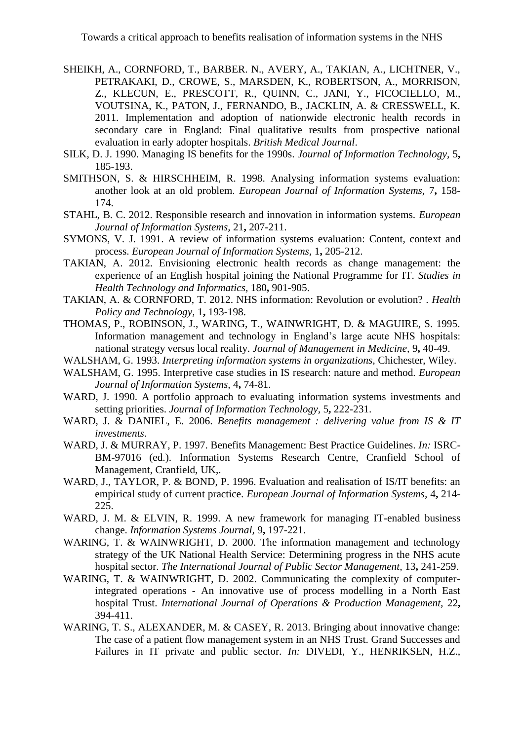SHEIKH, A., CORNFORD, T., BARBER. N., AVERY, A., TAKIAN, A., LICHTNER, V., PETRAKAKI, D., CROWE, S., MARSDEN, K., ROBERTSON, A., MORRISON, Z., KLECUN, E., PRESCOTT, R., QUINN, C., JANI, Y., FICOCIELLO, M., VOUTSINA, K., PATON, J., FERNANDO, B., JACKLIN, A. & CRESSWELL, K. 2011. Implementation and adoption of nationwide electronic health records in secondary care in England: Final qualitative results from prospective national evaluation in early adopter hospitals. *British Medical Journal*.

SILK, D. J. 1990. Managing IS benefits for the 1990s. *Journal of Information Technology,* 5**,** 185-193.

SMITHSON, S. & HIRSCHHEIM, R. 1998. Analysing information systems evaluation: another look at an old problem. *European Journal of Information Systems,* 7**,** 158-174.

STAHL, B. C. 2012. Responsible research and innovation in information systems. *European Journal of Information Systems,* 21**,** 207-211.

SYMONS, V. J. 1991. A review of information systems evaluation: Content, context and process. *European Journal of Information Systems,* 1**,** 205-212.

TAKIAN, A. 2012. Envisioning electronic health records as change management: the experience of an English hospital joining the National Programme for IT. *Studies in Health Technology and Informatics,* 180**,** 901-905.

TAKIAN, A. & CORNFORD, T. 2012. NHS information: Revolution or evolution? . *Health Policy and Technology,* 1**,** 193-198.

THOMAS, P., ROBINSON, J., WARING, T., WAINWRIGHT, D. & MAGUIRE, S. 1995. Information management and technology in England's large acute NHS hospitals: national strategy versus local reality. *Journal of Management in Medicine,* 9**,** 40-49.

WALSHAM, G. 1993. *Interpreting information systems in organizations,* Chichester, Wiley.

WALSHAM, G. 1995. Interpretive case studies in IS research: nature and method. *European Journal of Information Systems,* 4**,** 74-81.

WARD, J. 1990. A portfolio approach to evaluating information systems investments and setting priorities. *Journal of Information Technology,* 5**,** 222-231.

WARD, J. & DANIEL, E. 2006. *Benefits management : delivering value from IS & IT investments*.

WARD, J. & MURRAY, P. 1997. Benefits Management: Best Practice Guidelines. *In:* ISRC-BM-97016 (ed.). Information Systems Research Centre, Cranfield School of Management, Cranfield, UK,.

WARD, J., TAYLOR, P. & BOND, P. 1996. Evaluation and realisation of IS/IT benefits: an empirical study of current practice. *European Journal of Information Systems,* 4**,** 214-225.

WARD, J. M. & ELVIN, R. 1999. A new framework for managing IT-enabled business change. *Information Systems Journal,* 9**,** 197-221.

WARING, T. & WAINWRIGHT, D. 2000. The information management and technology strategy of the UK National Health Service: Determining progress in the NHS acute hospital sector. *The International Journal of Public Sector Management,* 13**,** 241-259.

WARING, T. & WAINWRIGHT, D. 2002. Communicating the complexity of computer-integrated operations - An innovative use of process modelling in a North East hospital Trust. *International Journal of Operations & Production Management,* 22**,** 394-411.

WARING, T. S., ALEXANDER, M. & CASEY, R. 2013. Bringing about innovative change: The case of a patient flow management system in an NHS Trust. Grand Successes and Failures in IT private and public sector. *In:* DIVEDI, Y., HENRIKSEN, H.Z.,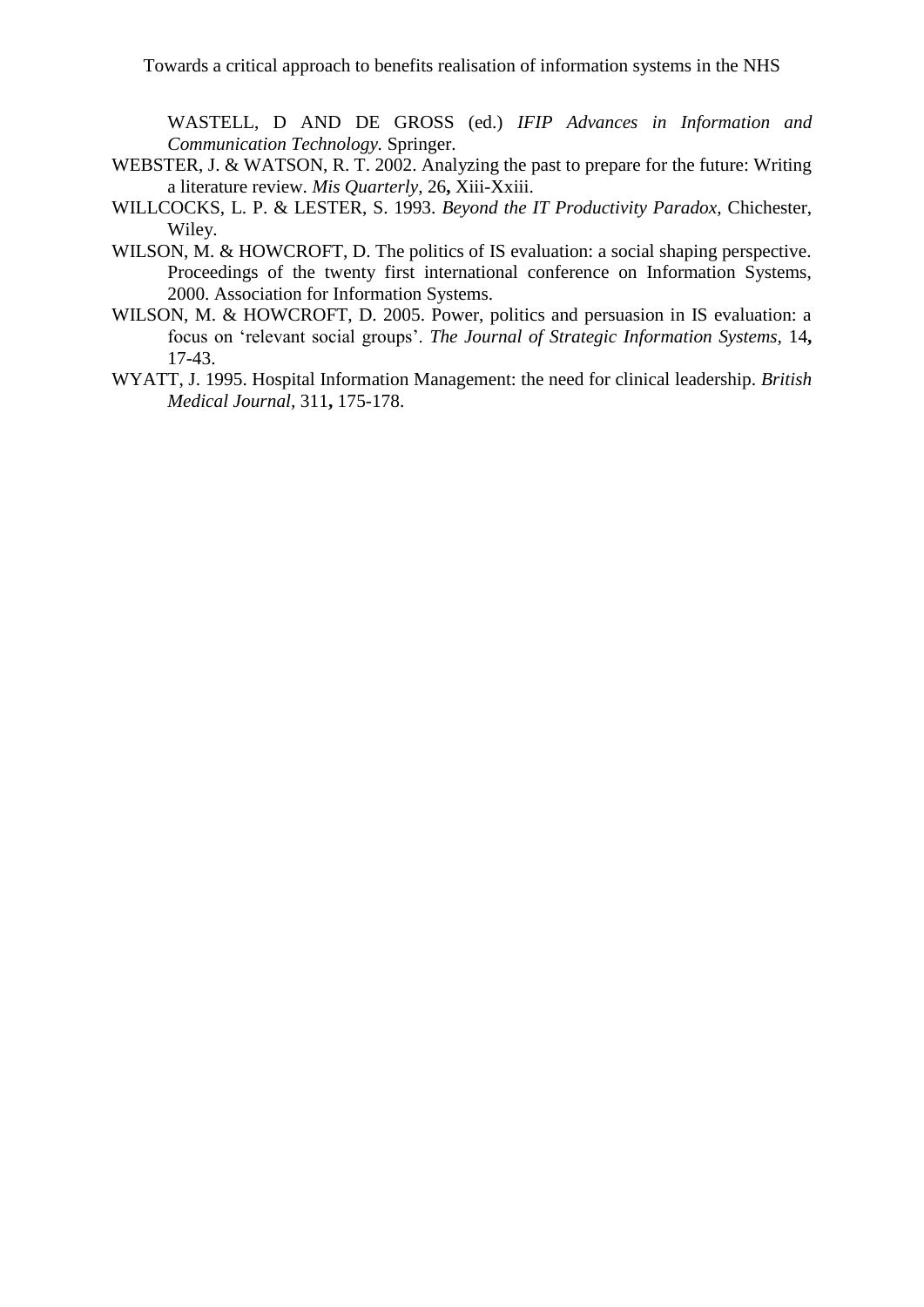WASTELL, D AND DE GROSS (ed.) *IFIP Advances in Information and Communication Technology.* Springer.

WEBSTER, J. & WATSON, R. T. 2002. Analyzing the past to prepare for the future: Writing a literature review. *Mis Quarterly,* 26**,** Xiii-Xxiii.

WILLCOCKS, L. P. & LESTER, S. 1993. *Beyond the IT Productivity Paradox,* Chichester, Wiley.

WILSON, M. & HOWCROFT, D. The politics of IS evaluation: a social shaping perspective. Proceedings of the twenty first international conference on Information Systems, 2000. Association for Information Systems.

WILSON, M. & HOWCROFT, D. 2005. Power, politics and persuasion in IS evaluation: a focus on 'relevant social groups'. *The Journal of Strategic Information Systems,* 14**,** 17-43.

WYATT, J. 1995. Hospital Information Management: the need for clinical leadership. *British Medical Journal,* 311**,** 175-178.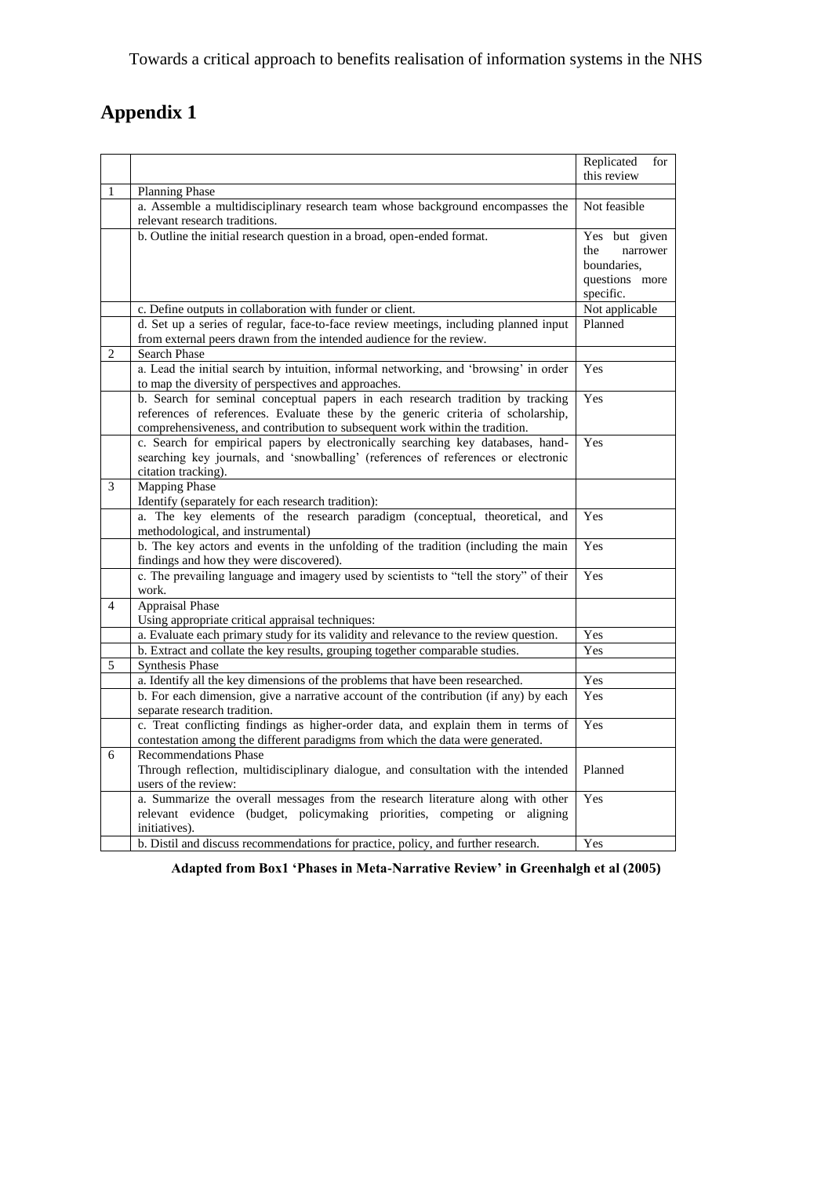# Appendix 1

| | | Replicated for this review |
|---|---|---|
| 1 | Planning Phase | |
| | a. Assemble a multidisciplinary research team whose background encompasses the relevant research traditions. | Not feasible |
| | b. Outline the initial research question in a broad, open-ended format. | Yes but given the narrower boundaries, questions more specific. |
| | c. Define outputs in collaboration with funder or client. | Not applicable |
| | d. Set up a series of regular, face-to-face review meetings, including planned input from external peers drawn from the intended audience for the review. | Planned |
| 2 | Search Phase | |
| | a. Lead the initial search by intuition, informal networking, and 'browsing' in order to map the diversity of perspectives and approaches. | Yes |
| | b. Search for seminal conceptual papers in each research tradition by tracking references of references. Evaluate these by the generic criteria of scholarship, comprehensiveness, and contribution to subsequent work within the tradition. | Yes |
| | c. Search for empirical papers by electronically searching key databases, hand-searching key journals, and 'snowballing' (references of references or electronic citation tracking). | Yes |
| 3 | Mapping Phase<br>Identify (separately for each research tradition): | |
| | a. The key elements of the research paradigm (conceptual, theoretical, and methodological, and instrumental) | Yes |
| | b. The key actors and events in the unfolding of the tradition (including the main findings and how they were discovered). | Yes |
| | c. The prevailing language and imagery used by scientists to "tell the story" of their work. | Yes |
| 4 | Appraisal Phase<br>Using appropriate critical appraisal techniques: | |
| | a. Evaluate each primary study for its validity and relevance to the review question. | Yes |
| | b. Extract and collate the key results, grouping together comparable studies. | Yes |
| 5 | Synthesis Phase | |
| | a. Identify all the key dimensions of the problems that have been researched. | Yes |
| | b. For each dimension, give a narrative account of the contribution (if any) by each separate research tradition. | Yes |
| | c. Treat conflicting findings as higher-order data, and explain them in terms of contestation among the different paradigms from which the data were generated. | Yes |
| 6 | Recommendations Phase<br>Through reflection, multidisciplinary dialogue, and consultation with the intended users of the review: | Planned |
| | a. Summarize the overall messages from the research literature along with other relevant evidence (budget, policymaking priorities, competing or aligning initiatives). | Yes |
| | b. Distil and discuss recommendations for practice, policy, and further research. | Yes |

**Adapted from Box1 'Phases in Meta-Narrative Review' in Greenhalgh et al (2005)**